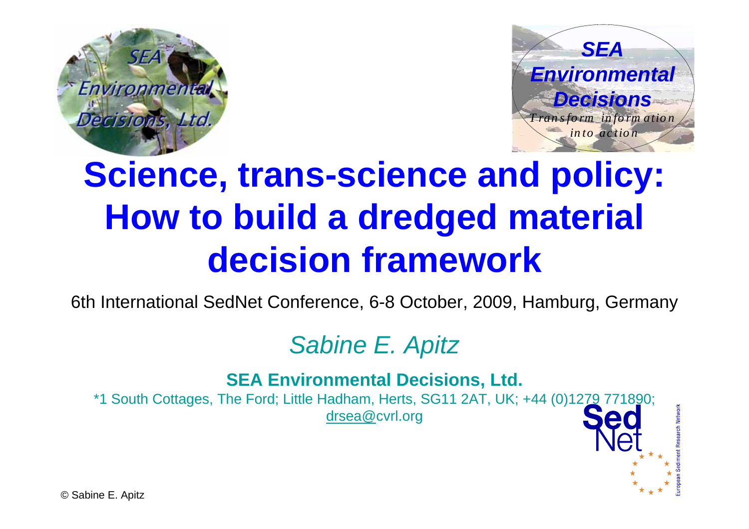# Science, trans-science and policy: How to build a dredged material decision framework

6th International SedNet Conference, 6-8 October, 2009, Hamburg, Germany

*Sabine E. Apitz*

**SEA Environmental Decisions, Ltd.**

*1 South Cottages, The Ford; Little Hadham, Herts, SG11 2AT, UK; +44 (0)1279 771890; drsea@cvrl.org

© Sabine E. Apitz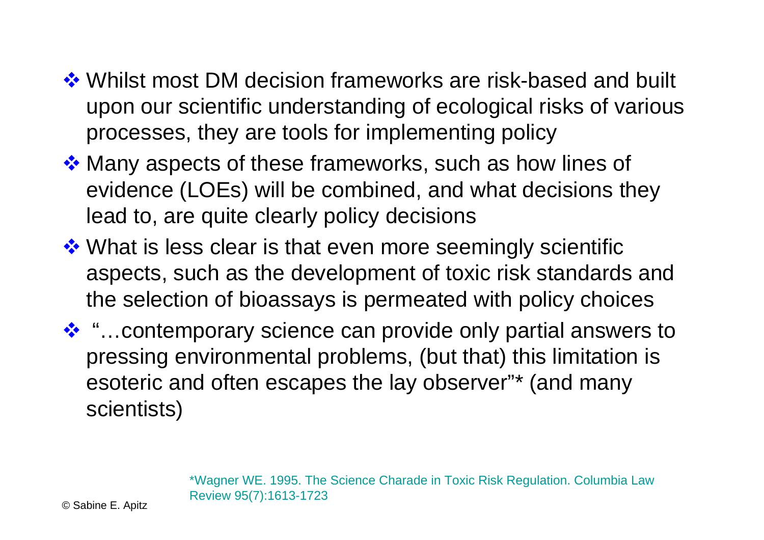- Whilst most DM decision frameworks are risk-based and built upon our scientific understanding of ecological risks of various processes, they are tools for implementing policy
- Many aspects of these frameworks, such as how lines of evidence (LOEs) will be combined, and what decisions they lead to, are quite clearly policy decisions
- What is less clear is that even more seemingly scientific aspects, such as the development of toxic risk standards and the selection of bioassays is permeated with policy choices
- "…contemporary science can provide only partial answers to pressing environmental problems, (but that) this limitation is esoteric and often escapes the lay observer"* (and many scientists)

*Wagner WE. 1995. The Science Charade in Toxic Risk Regulation. Columbia Law Review 95(7):1613-1723

© Sabine E. Apitz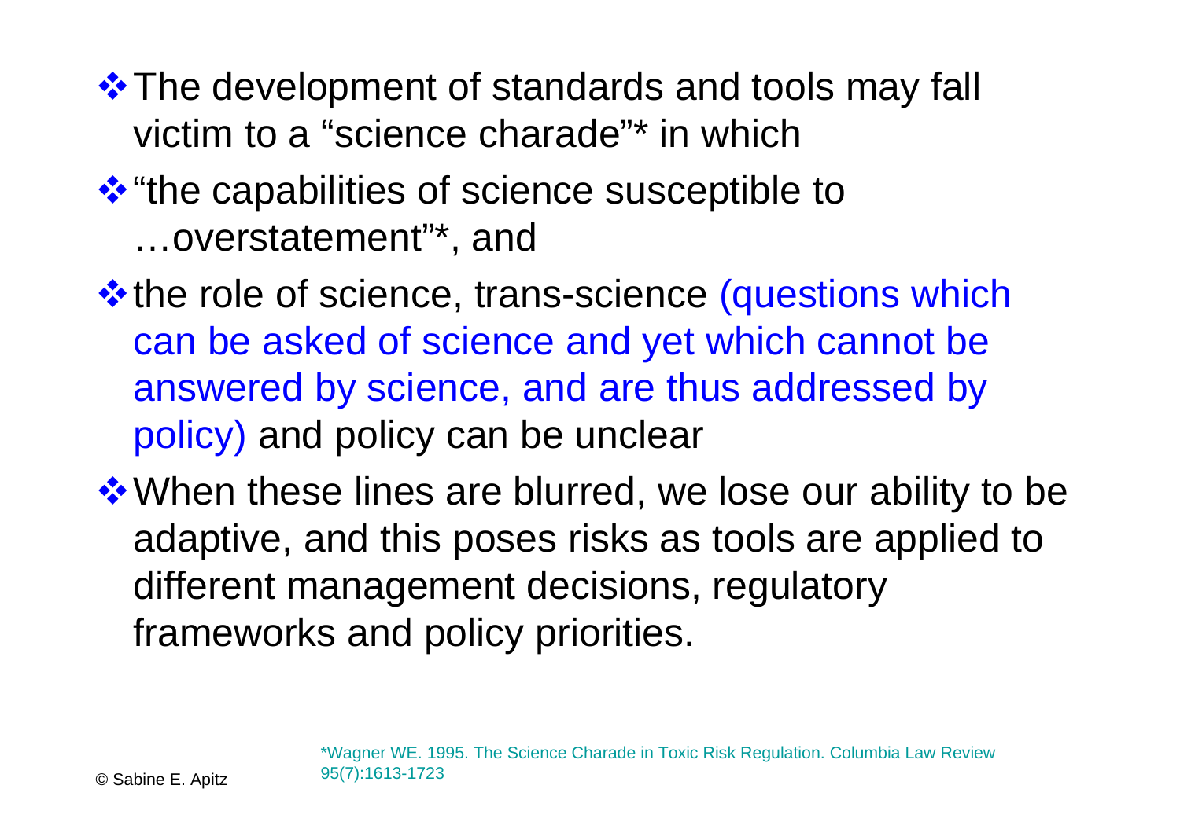- The development of standards and tools may fall victim to a “science charade”* in which
- “the capabilities of science susceptible to …overstatement”*, and
- the role of science, trans-science (questions which can be asked of science and yet which cannot be answered by science, and are thus addressed by policy) and policy can be unclear
- When these lines are blurred, we lose our ability to be adaptive, and this poses risks as tools are applied to different management decisions, regulatory frameworks and policy priorities.

*Wagner WE. 1995. The Science Charade in Toxic Risk Regulation. Columbia Law Review 95(7):1613-1723

© Sabine E. Apitz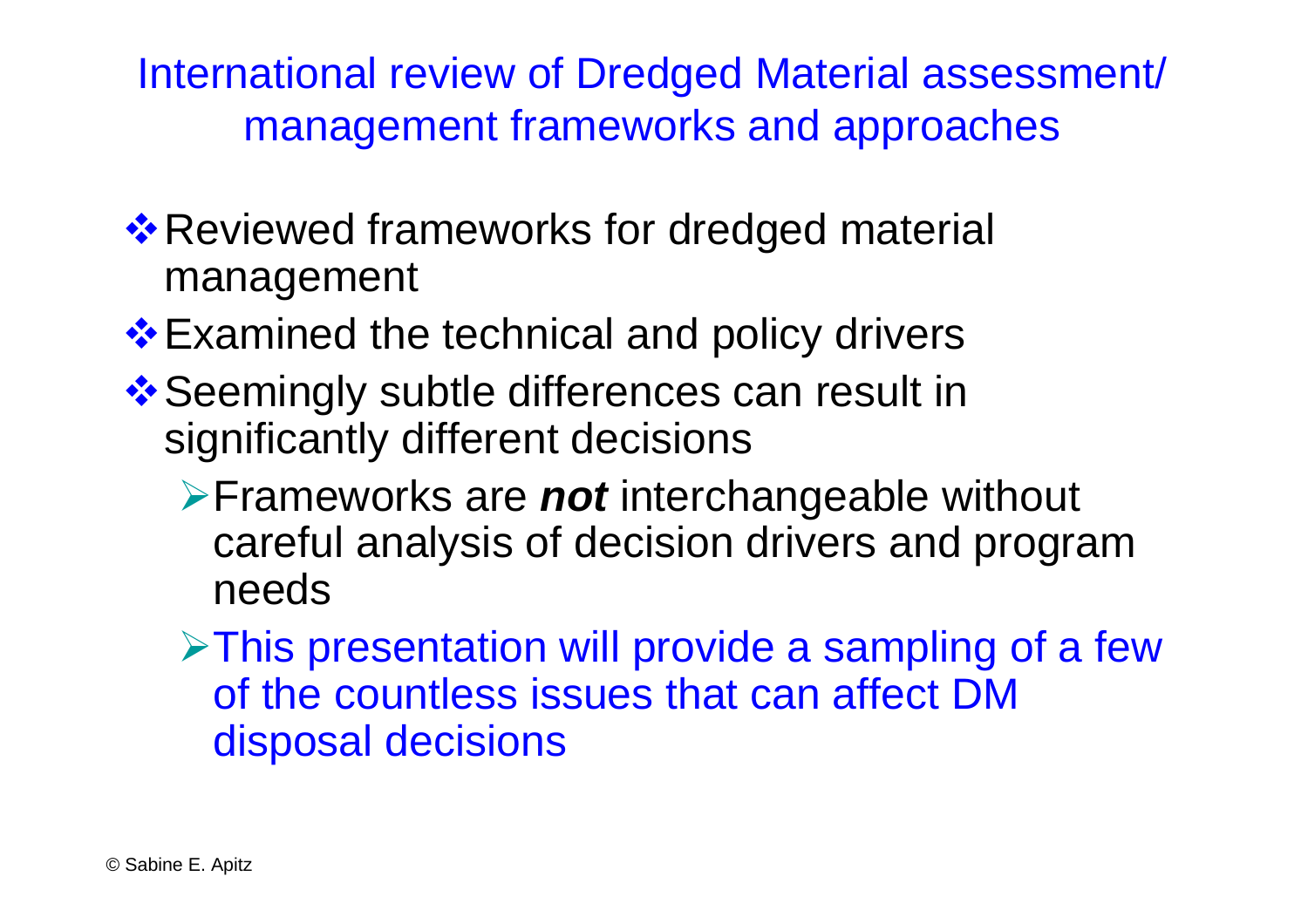# International review of Dredged Material assessment/ management frameworks and approaches

- Reviewed frameworks for dredged material management
- Examined the technical and policy drivers
- Seemingly subtle differences can result in significantly different decisions
  - Frameworks are ***not*** interchangeable without careful analysis of decision drivers and program needs
  - This presentation will provide a sampling of a few of the countless issues that can affect DM disposal decisions

© Sabine E. Apitz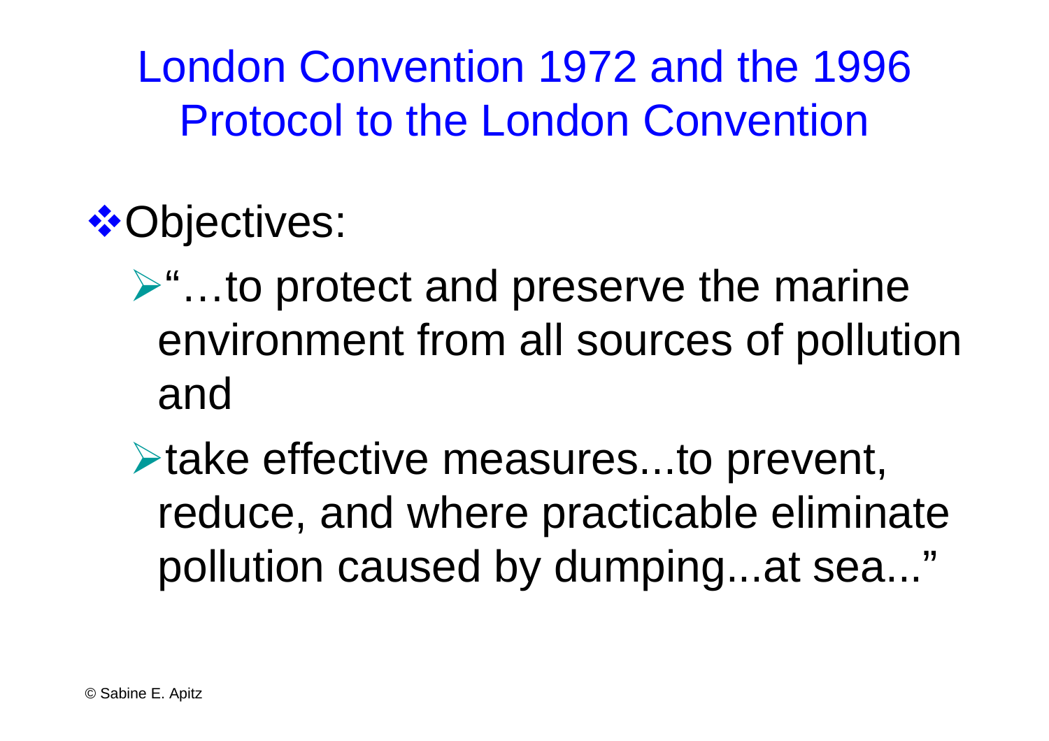# London Convention 1972 and the 1996 Protocol to the London Convention

- Objectives:
  - "…to protect and preserve the marine environment from all sources of pollution and
  - take effective measures...to prevent, reduce, and where practicable eliminate pollution caused by dumping...at sea..."

© Sabine E. Apitz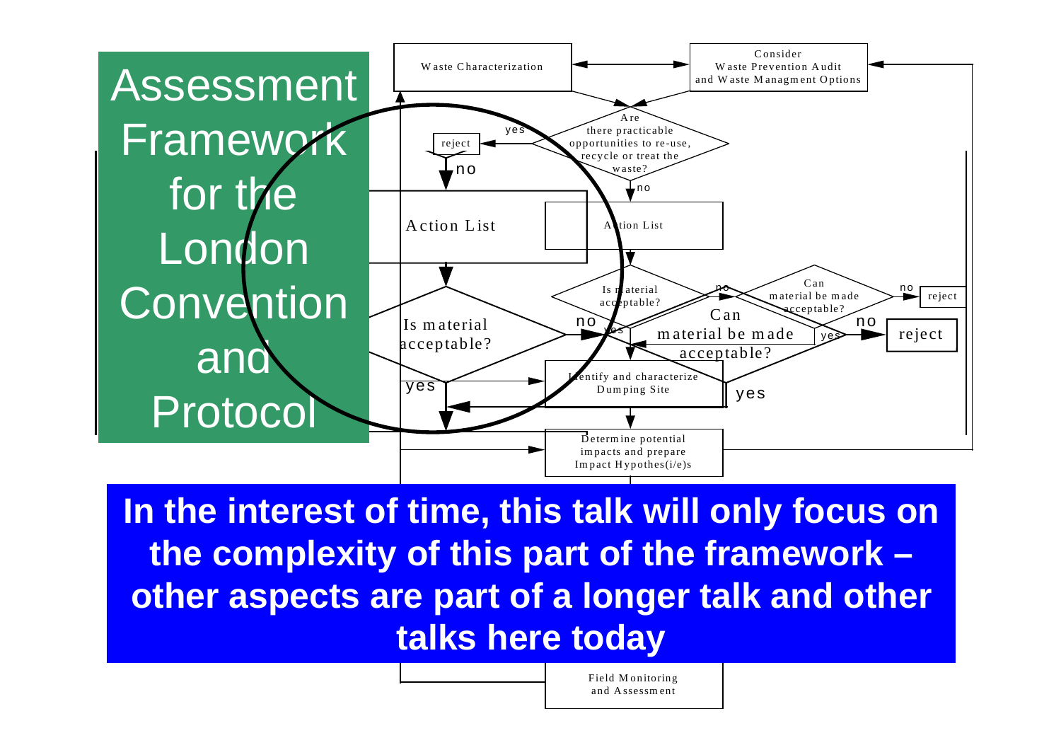# Assessment Framework for the London Convention and Protocol

Waste Characterization

Consider Waste Prevention Audit and Waste Managment Options

Are there practicable opportunities to re-use, recycle or treat the waste?

yes → reject

no

Action List

Action List

Is material acceptable?

Is material acceptable?

no

yes

Can material be made acceptable?

Can material be made acceptable?

no → reject

no → reject

yes

yes

Identify and characterize Dumping Site

Determine potential impacts and prepare Impact Hypothes(i/e)s

Field Monitoring and Assessment

**In the interest of time, this talk will only focus on the complexity of this part of the framework – other aspects are part of a longer talk and other talks here today**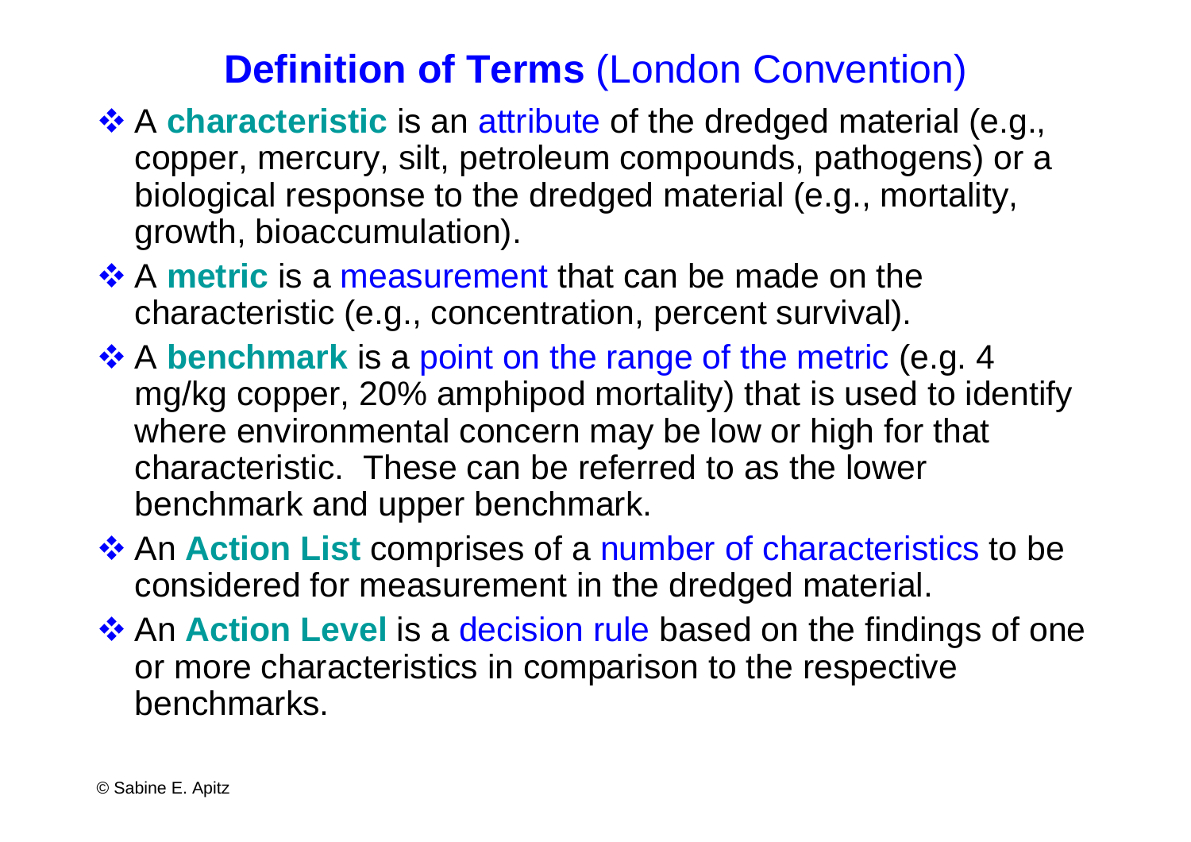# **Definition of Terms** (London Convention)

- A **characteristic** is an attribute of the dredged material (e.g., copper, mercury, silt, petroleum compounds, pathogens) or a biological response to the dredged material (e.g., mortality, growth, bioaccumulation).
- A **metric** is a measurement that can be made on the characteristic (e.g., concentration, percent survival).
- A **benchmark** is a point on the range of the metric (e.g. 4 mg/kg copper, 20% amphipod mortality) that is used to identify where environmental concern may be low or high for that characteristic. These can be referred to as the lower benchmark and upper benchmark.
- An **Action List** comprises of a number of characteristics to be considered for measurement in the dredged material.
- An **Action Level** is a decision rule based on the findings of one or more characteristics in comparison to the respective benchmarks.

© Sabine E. Apitz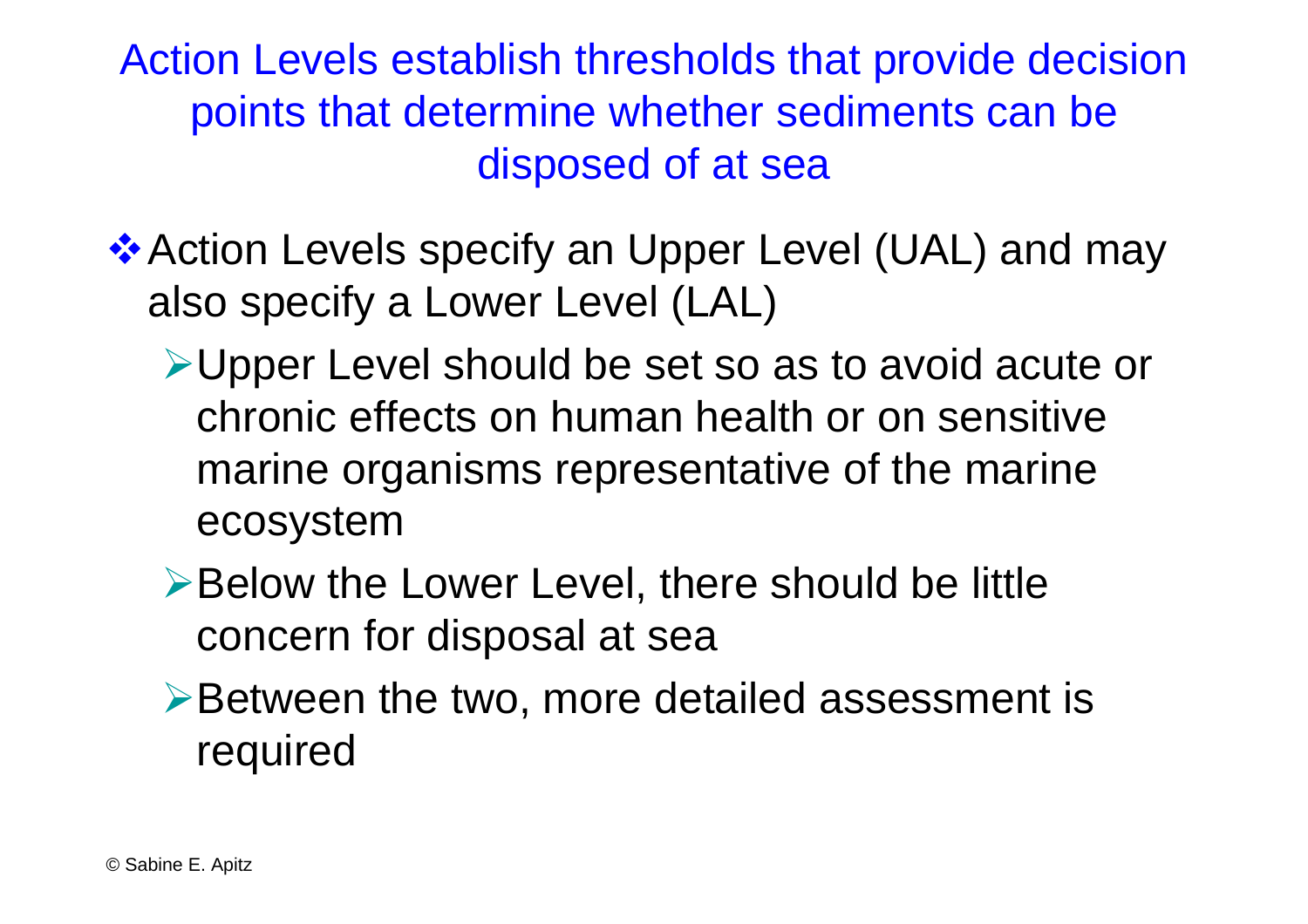## Action Levels establish thresholds that provide decision points that determine whether sediments can be disposed of at sea

- Action Levels specify an Upper Level (UAL) and may also specify a Lower Level (LAL)
  - Upper Level should be set so as to avoid acute or chronic effects on human health or on sensitive marine organisms representative of the marine ecosystem
  - Below the Lower Level, there should be little concern for disposal at sea
  - Between the two, more detailed assessment is required

© Sabine E. Apitz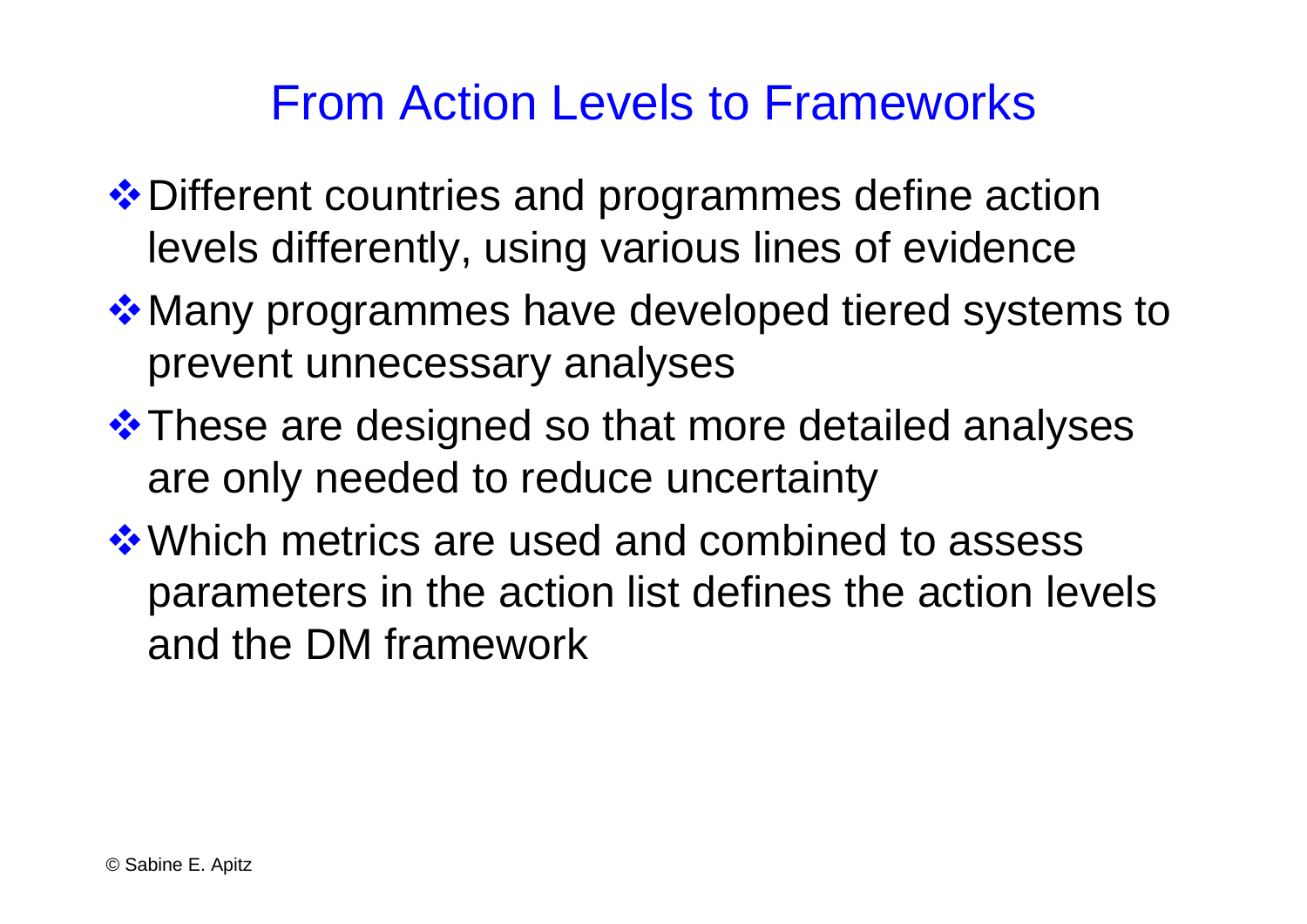# From Action Levels to Frameworks

- Different countries and programmes define action levels differently, using various lines of evidence
- Many programmes have developed tiered systems to prevent unnecessary analyses
- These are designed so that more detailed analyses are only needed to reduce uncertainty
- Which metrics are used and combined to assess parameters in the action list defines the action levels and the DM framework

© Sabine E. Apitz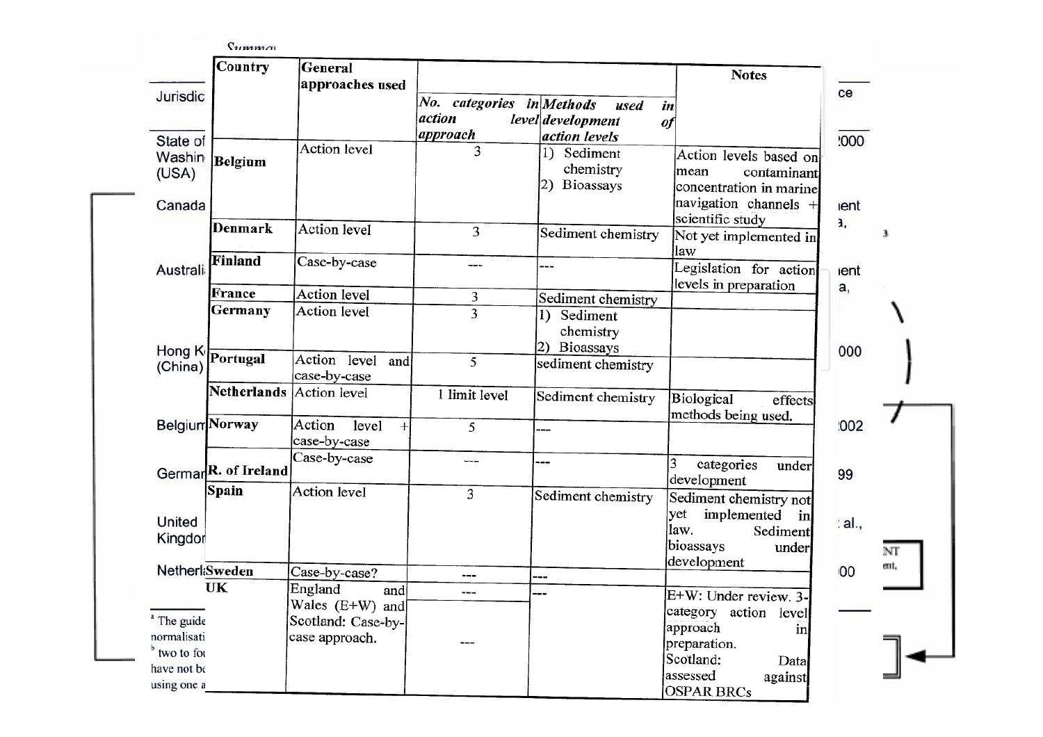| Country | General approaches used | No. categories in action level approach | Methods used in development of action levels | Notes |
|---|---|---|---|---|
| **Belgium** | Action level | 3 | 1) Sediment chemistry 2) Bioassays | Action levels based on mean contaminant concentration in marine navigation channels + scientific study |
| **Denmark** | Action level | 3 | Sediment chemistry | Not yet implemented in law |
| **Finland** | Case-by-case | --- | --- | Legislation for action levels in preparation |
| **France** | Action level | 3 | Sediment chemistry | |
| **Germany** | Action level | 3 | 1) Sediment chemistry 2) Bioassays | |
| **Portugal** | Action level and case-by-case | 5 | sediment chemistry | |
| **Netherlands** | Action level | 1 limit level | Sediment chemistry | Biological effects methods being used. |
| **Norway** | Action level + case-by-case | 5 | --- | |
| **R. of Ireland** | Case-by-case | --- | --- | 3 categories under development |
| **Spain** | Action level | 3 | Sediment chemistry | Sediment chemistry not yet implemented in law. Sediment bioassays under development |
| **Sweden** | Case-by-case? | --- | --- | |
| **UK** | England and Wales (E+W) and Scotland: Case-by-case approach. | --- | --- | E+W: Under review. 3-category action level approach in preparation. Scotland: Data assessed against OSPAR BRCs |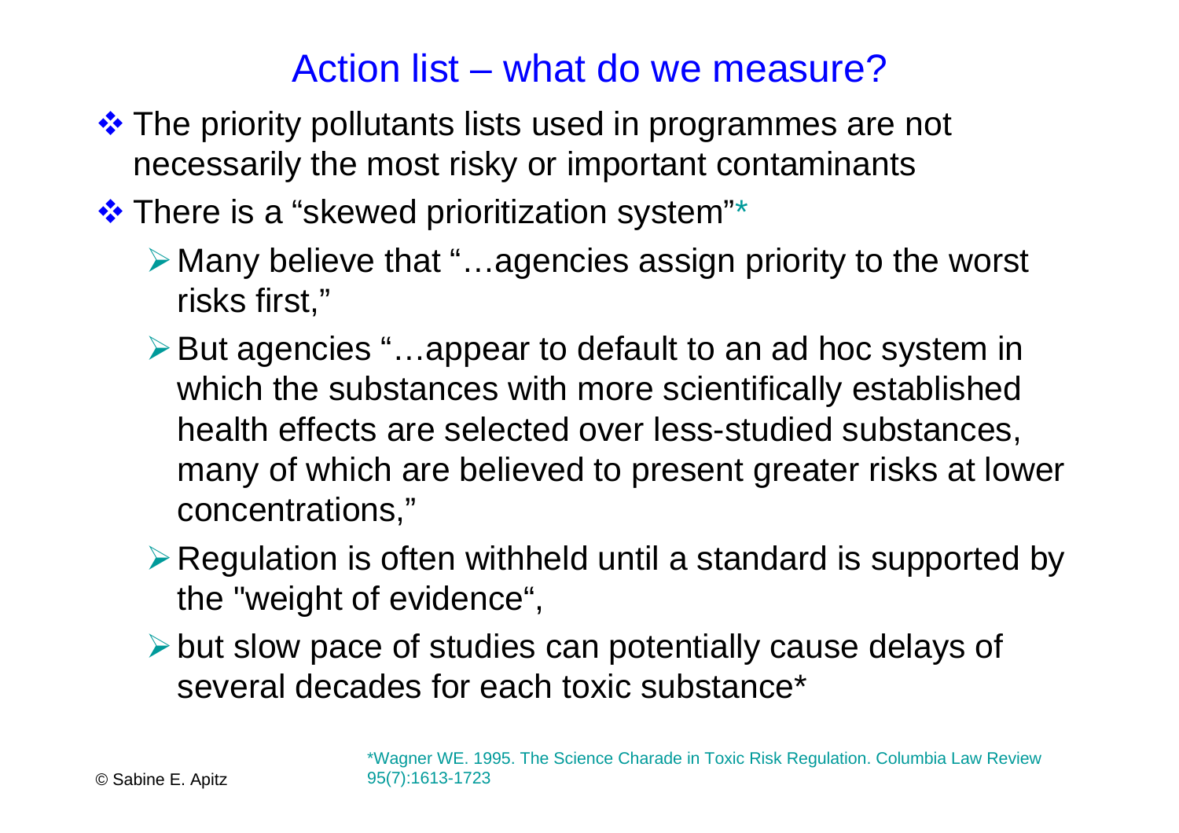# Action list – what do we measure?

- The priority pollutants lists used in programmes are not necessarily the most risky or important contaminants
- There is a "skewed prioritization system"*
  - Many believe that "…agencies assign priority to the worst risks first,"
  - But agencies "…appear to default to an ad hoc system in which the substances with more scientifically established health effects are selected over less-studied substances, many of which are believed to present greater risks at lower concentrations,"
  - Regulation is often withheld until a standard is supported by the "weight of evidence",
  - but slow pace of studies can potentially cause delays of several decades for each toxic substance*

*Wagner WE. 1995. The Science Charade in Toxic Risk Regulation. Columbia Law Review 95(7):1613-1723

© Sabine E. Apitz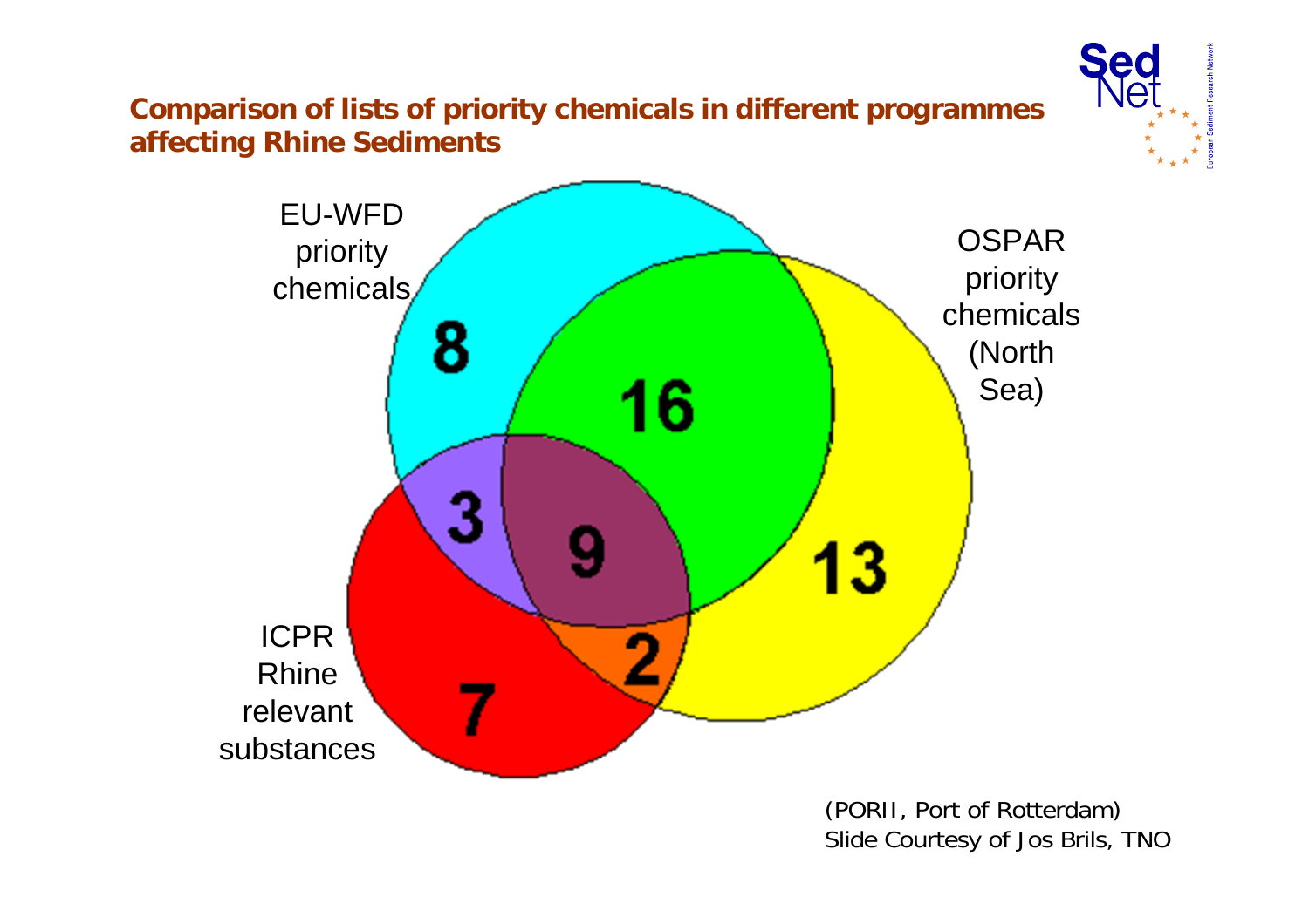## Comparison of lists of priority chemicals in different programmes affecting Rhine Sediments

EU-WFD priority chemicals

OSPAR priority chemicals (North Sea)

ICPR Rhine relevant substances

8

16

13

3

9

2

7

(PORII, Port of Rotterdam)
Slide Courtesy of Jos Brils, TNO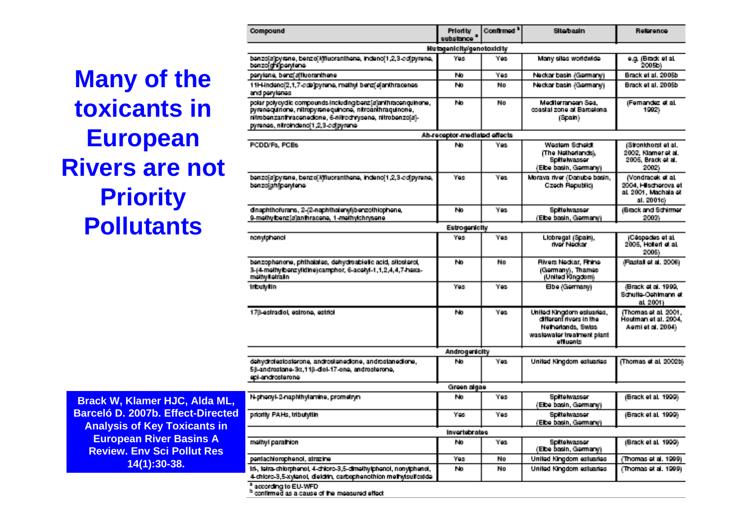# Many of the toxicants in European Rivers are not Priority Pollutants

| Compound | Priority substance [a] | Confirmed [b] | Site/basin | Reference |
|---|---|---|---|---|
| **Mutagenicity/genotoxicity** | | | | |
| benzo[a]pyrene, benzo[k]fluoranthene, indeno[1,2,3-cd]pyrene, benzo[ghi]perylene | Yes | Yes | Many sites worldwide | e.g. (Brack et al. 2005b) |
| perylene, benz[a]fluoranthene | No | Yes | Neckar basin (Germany) | Brack et al. 2005b |
| 11H-indeno[2,1,7-cde]pyrene, methyl benz[e]anthracenes and perylenes | No | No | Neckar basin (Germany) | Brack et al. 2005b |
| polar polycyclic compounds including benz[a]anthracenquinone, pyrenequinone, nitropyrenequinone, nitroanthraquinone, nitrobenzanthracenedione, 6-nitrochrysene, nitrobenzo[a]-pyrenes, nitroindeno[1,2,3-cd]pyrene | No | No | Mediterranean Sea, coastal zone at Barcelona (Spain) | (Fernandez et al. 1992) |
| **Ah-receptor-mediated effects** | | | | |
| PCDD/Fs, PCBs | No | Yes | Western Scheldt (The Netherlands), Spittelwasser (Elbe basin, Germany) | (Stronkhorst et al. 2002, Klamer et al. 2005, Brack et al. 2002) |
| benzo[a]pyrene, benzo[k]fluoranthene, indeno[1,2,3-cd]pyrene, benzo[ghi]perylene | Yes | Yes | Morava river (Danube basin, Czech Republic) | (Vondracek et al. 2004, Hilscherova et al. 2001, Machala et al. 2001c) |
| dinaphthofurans, 2-(2-naphthalenyl)benzothiophene, 9-methylbenz[a]anthracene, 1-methylchrysene | No | Yes | Spittelwasser (Elbe basin, Germany) | (Brack and Schirmer 2003) |
| **Estrogenicity** | | | | |
| nonylphenol | Yes | Yes | Llobregat (Spain), river Neckar | (Céspedes et al. 2005, Hollert et al. 2005) |
| benzophenone, phthalates, dehydroabietic acid, sitosterol, 3-(4-methylbenzylidine)camphor, 6-acetyl-1,1,2,4,4,7-hexa-methyltetralin | No | No | Rivers Neckar, Rhine (Germany), Thames (United Kingdom) | (Rastall et al. 2006) |
| tributyltin | Yes | Yes | Elbe (Germany) | (Brack et al. 1999, Schulte-Oehlmann et al. 2001) |
| 17β-estradiol, estrone, estriol | No | Yes | United Kingdom estuaries, different rivers in the Netherlands, Swiss wastewater treatment plant effluents | (Thomas et al. 2001, Houtman et al. 2004, Aerni et al. 2004) |
| **Androgenicity** | | | | |
| dehydrotestosterone, androstenedione, androstanedione, 5β-androstane-3α,11β-diol-17-one, androsterone, epi-androsterone | No | Yes | United Kingdom estuaries | (Thomas et al. 2002b) |
| **Green algae** | | | | |
| N-phenyl-2-naphthylamine, prometryn | No | Yes | Spittelwasser (Elbe basin, Germany) | (Brack et al. 1999) |
| priority PAHs, tributyltin | Yes | Yes | Spittelwasser (Elbe basin, Germany) | (Brack et al. 1999) |
| **Invertebrates** | | | | |
| methyl parathion | No | Yes | Spittelwasser (Elbe basin, Germany) | (Brack et al. 1999) |
| pentachlorophenol, atrazine | Yes | No | United Kingdom estuaries | (Thomas et al. 1999) |
| tri-, tetra-chlorphenol, 4-chloro-3,5-dimethylphenol, nonylphenol, 4-chloro-3,5-xylenol, dieldrin, carbophenothion methylsulfoxide | No | No | United Kingdom estuaries | (Thomas et al. 1999) |

[a] according to EU-WFD
[b] confirmed as a cause of the measured effect

**Brack W, Klamer HJC, Alda ML, Barceló D. 2007b. Effect-Directed Analysis of Key Toxicants in European River Basins A Review. Env Sci Pollut Res 14(1):30-38.**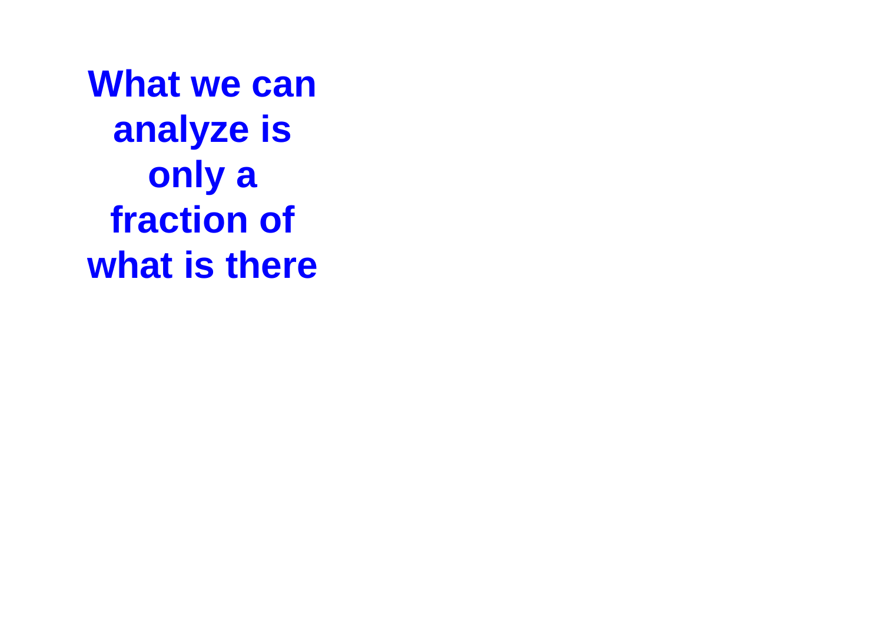**What we can analyze is only a fraction of what is there**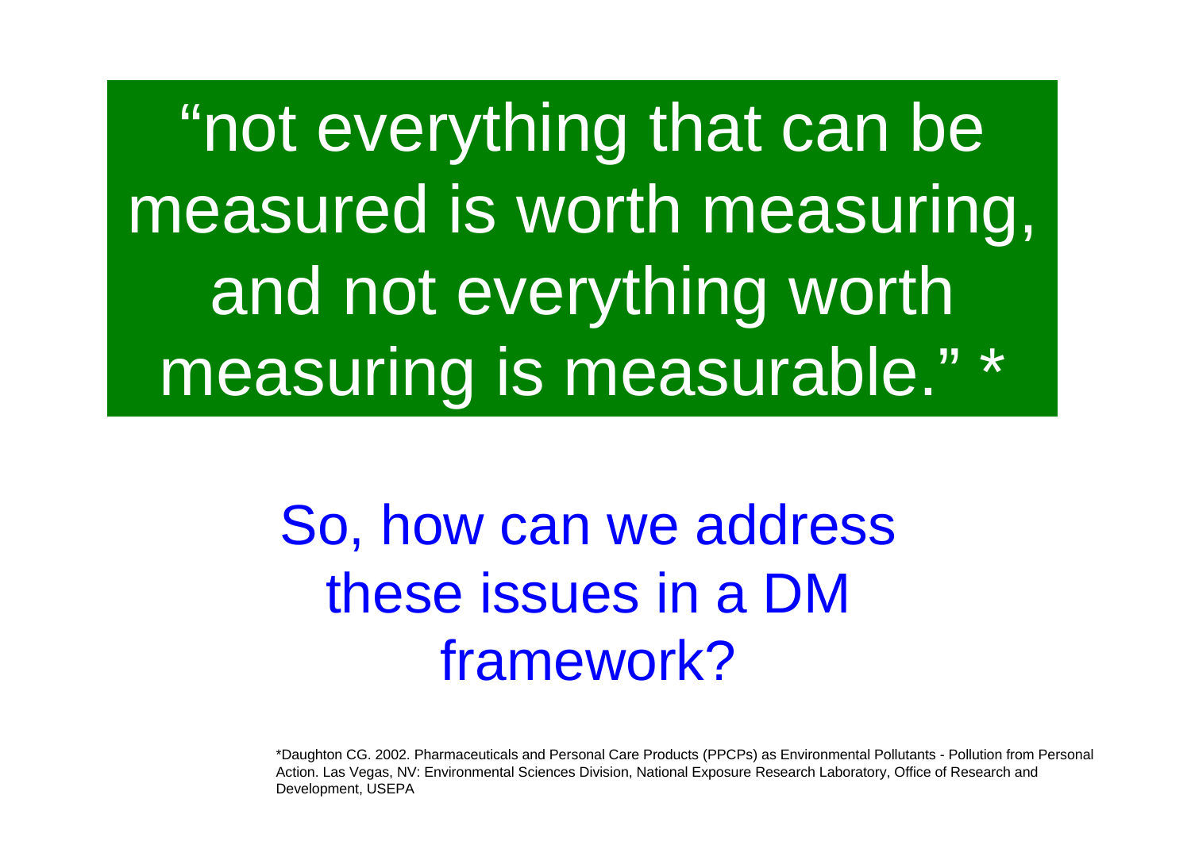"not everything that can be measured is worth measuring, and not everything worth measuring is measurable." *

So, how can we address these issues in a DM framework?

*Daughton CG. 2002. Pharmaceuticals and Personal Care Products (PPCPs) as Environmental Pollutants - Pollution from Personal Action. Las Vegas, NV: Environmental Sciences Division, National Exposure Research Laboratory, Office of Research and Development, USEPA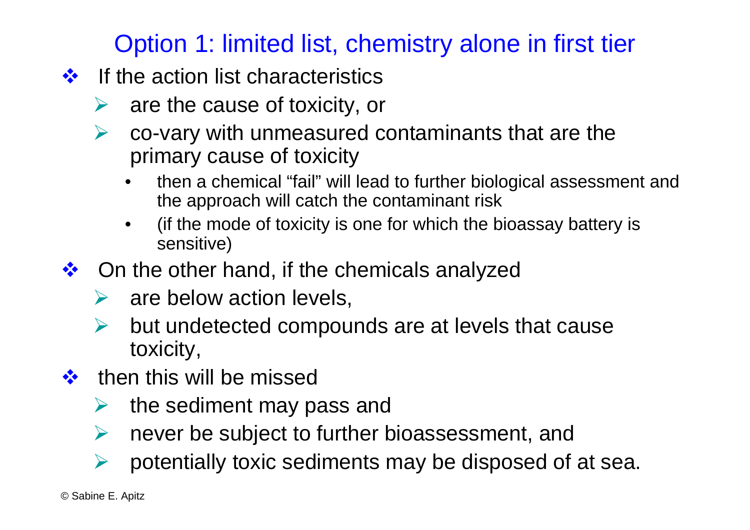# Option 1: limited list, chemistry alone in first tier

- If the action list characteristics
  - are the cause of toxicity, or
  - co-vary with unmeasured contaminants that are the primary cause of toxicity
    - then a chemical "fail" will lead to further biological assessment and the approach will catch the contaminant risk
    - (if the mode of toxicity is one for which the bioassay battery is sensitive)
- On the other hand, if the chemicals analyzed
  - are below action levels,
  - but undetected compounds are at levels that cause toxicity,
- then this will be missed
  - the sediment may pass and
  - never be subject to further bioassessment, and
  - potentially toxic sediments may be disposed of at sea.

© Sabine E. Apitz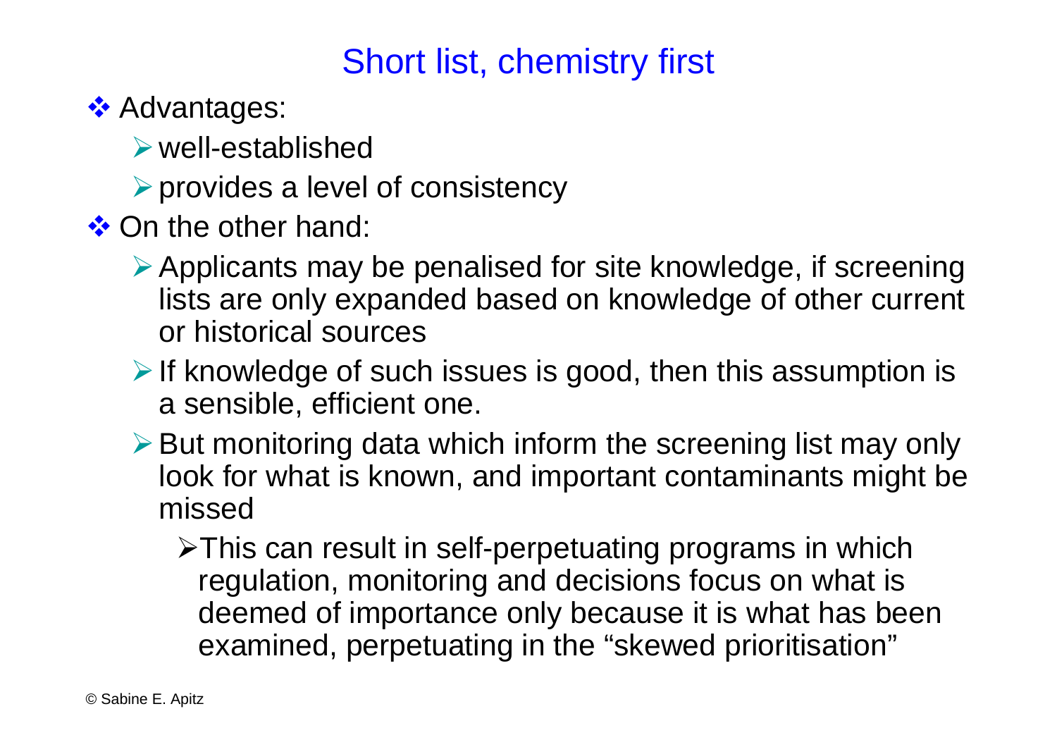## Short list, chemistry first

- Advantages:
  - well-established
  - provides a level of consistency
- On the other hand:
  - Applicants may be penalised for site knowledge, if screening lists are only expanded based on knowledge of other current or historical sources
  - If knowledge of such issues is good, then this assumption is a sensible, efficient one.
  - But monitoring data which inform the screening list may only look for what is known, and important contaminants might be missed
    - This can result in self-perpetuating programs in which regulation, monitoring and decisions focus on what is deemed of importance only because it is what has been examined, perpetuating in the “skewed prioritisation”

© Sabine E. Apitz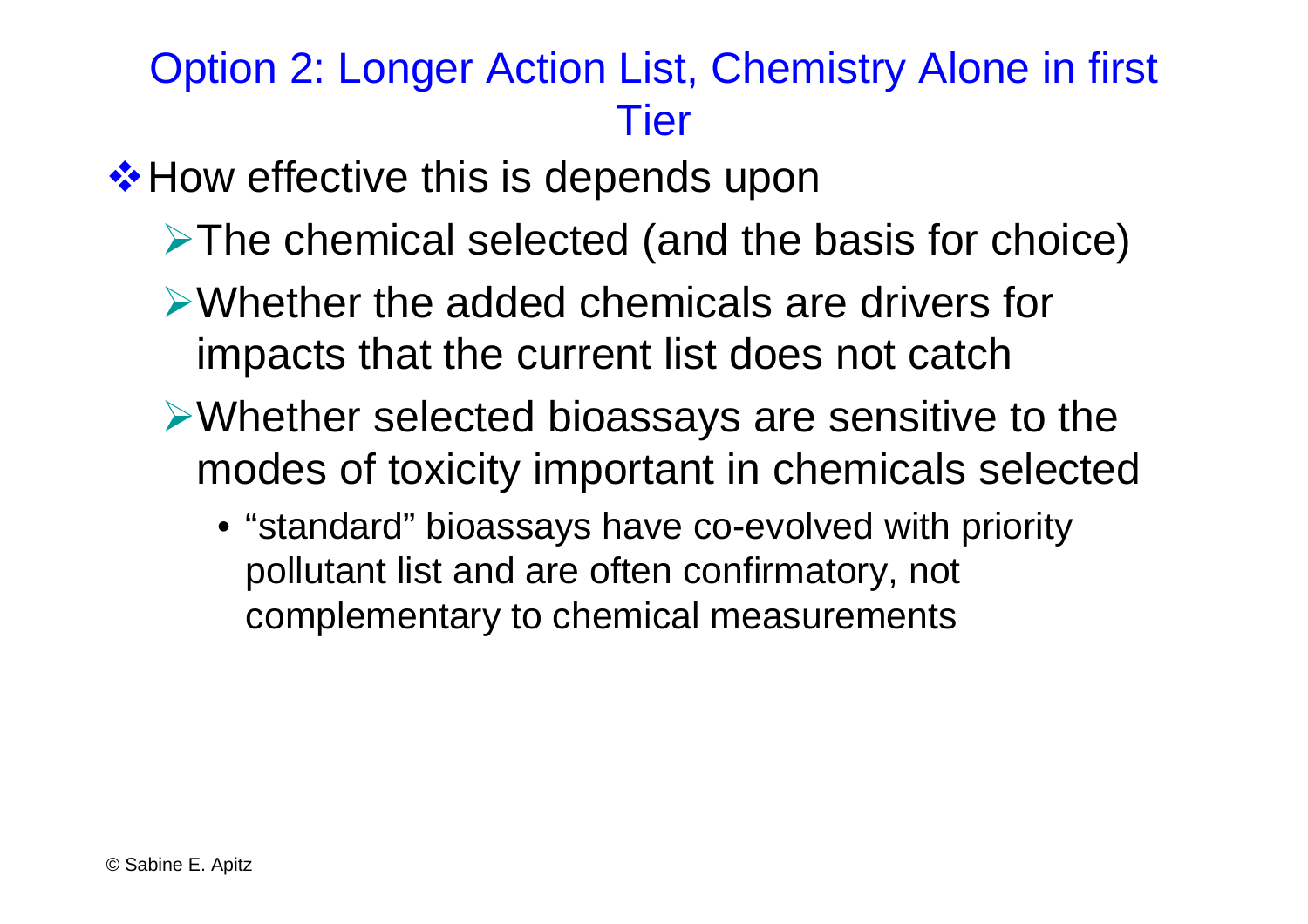## Option 2: Longer Action List, Chemistry Alone in first Tier

- How effective this is depends upon
  - The chemical selected (and the basis for choice)
  - Whether the added chemicals are drivers for impacts that the current list does not catch
  - Whether selected bioassays are sensitive to the modes of toxicity important in chemicals selected
    - “standard” bioassays have co-evolved with priority pollutant list and are often confirmatory, not complementary to chemical measurements

© Sabine E. Apitz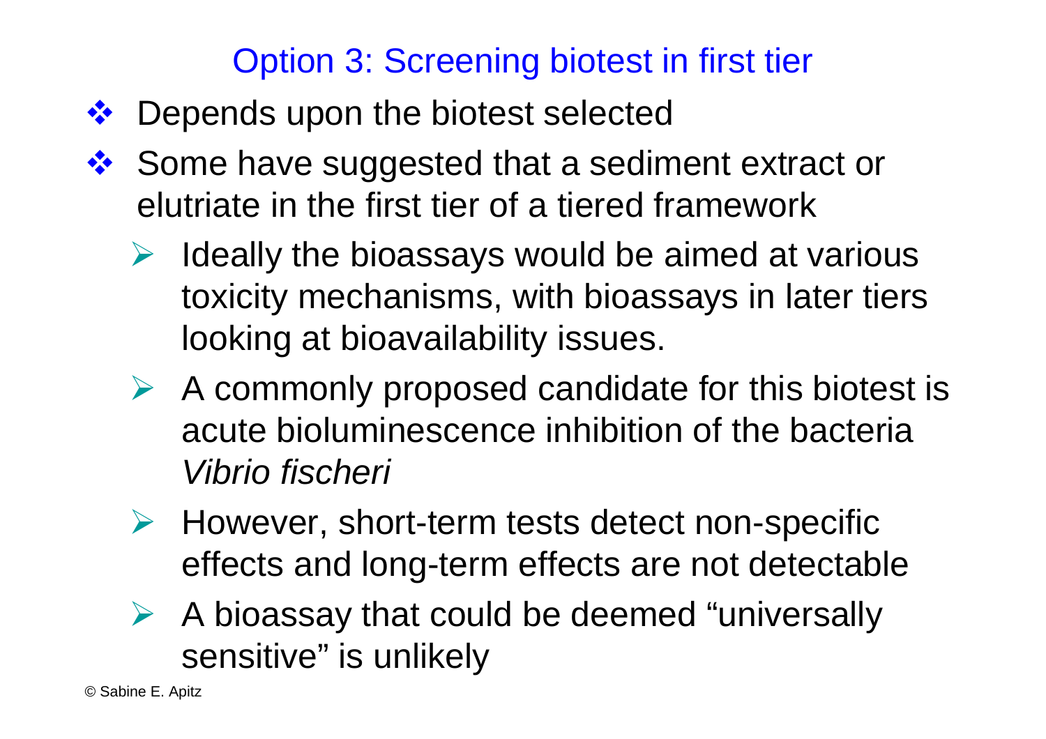# Option 3: Screening biotest in first tier

- Depends upon the biotest selected
- Some have suggested that a sediment extract or elutriate in the first tier of a tiered framework
  - Ideally the bioassays would be aimed at various toxicity mechanisms, with bioassays in later tiers looking at bioavailability issues.
  - A commonly proposed candidate for this biotest is acute bioluminescence inhibition of the bacteria *Vibrio fischeri*
  - However, short-term tests detect non-specific effects and long-term effects are not detectable
  - A bioassay that could be deemed “universally sensitive” is unlikely

© Sabine E. Apitz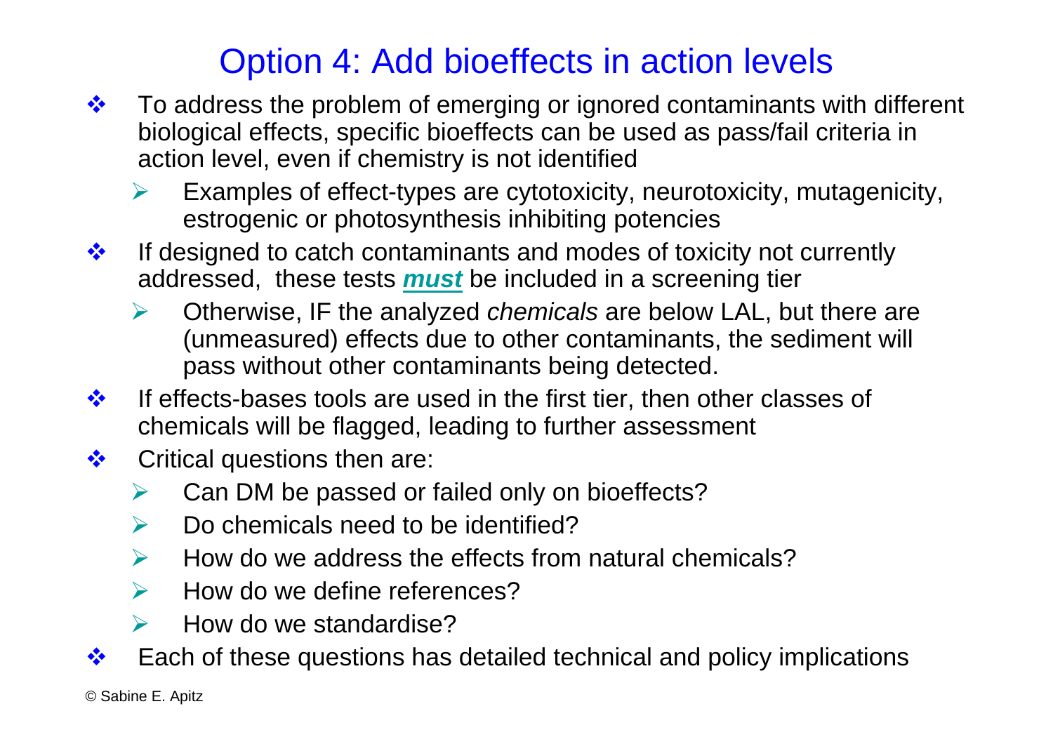# Option 4: Add bioeffects in action levels

- To address the problem of emerging or ignored contaminants with different biological effects, specific bioeffects can be used as pass/fail criteria in action level, even if chemistry is not identified
  - Examples of effect-types are cytotoxicity, neurotoxicity, mutagenicity, estrogenic or photosynthesis inhibiting potencies
- If designed to catch contaminants and modes of toxicity not currently addressed, these tests ***must*** be included in a screening tier
  - Otherwise, IF the analyzed *chemicals* are below LAL, but there are (unmeasured) effects due to other contaminants, the sediment will pass without other contaminants being detected.
- If effects-bases tools are used in the first tier, then other classes of chemicals will be flagged, leading to further assessment
- Critical questions then are:
  - Can DM be passed or failed only on bioeffects?
  - Do chemicals need to be identified?
  - How do we address the effects from natural chemicals?
  - How do we define references?
  - How do we standardise?
- Each of these questions has detailed technical and policy implications

© Sabine E. Apitz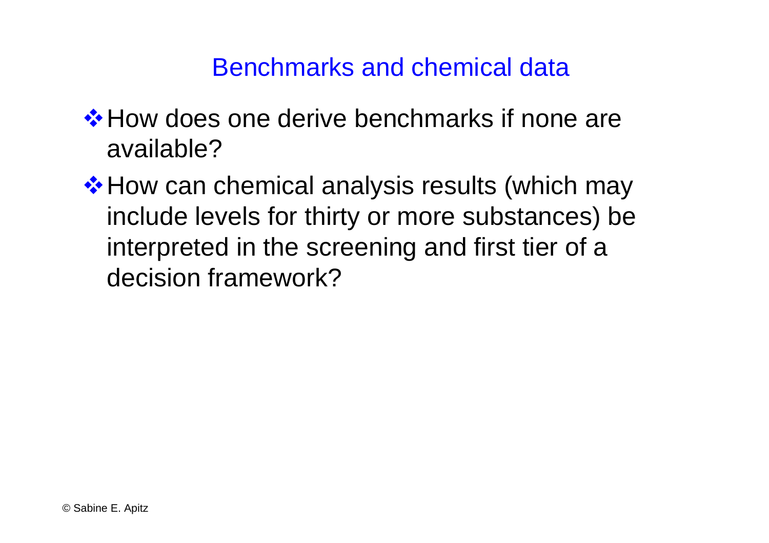# Benchmarks and chemical data

- How does one derive benchmarks if none are available?
- How can chemical analysis results (which may include levels for thirty or more substances) be interpreted in the screening and first tier of a decision framework?

© Sabine E. Apitz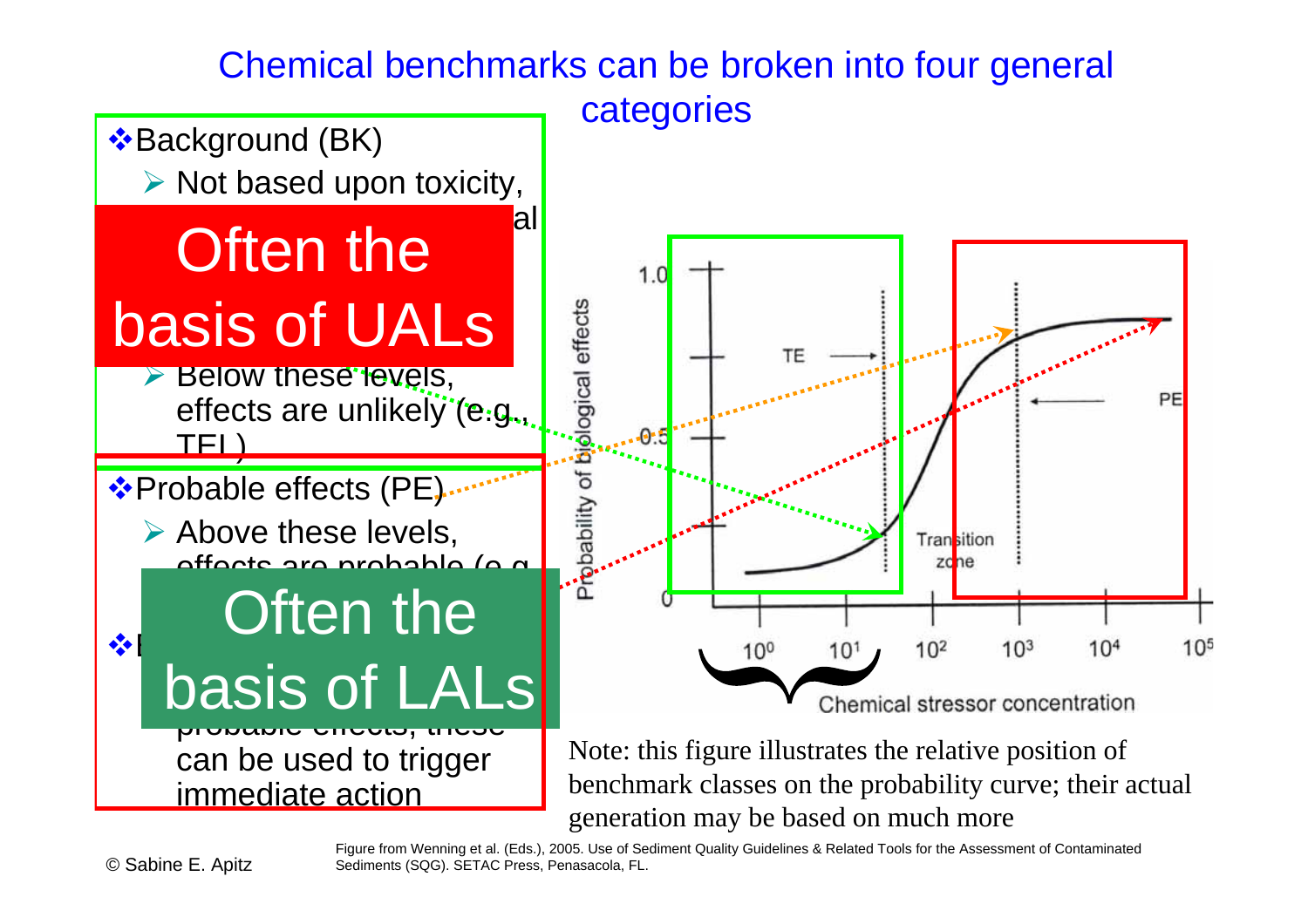# Chemical benchmarks can be broken into four general categories

- Background (BK)
  - Not based upon toxicity, ... al
- **Often the basis of UALs**
  - Below these levels, effects are unlikely (e.g., TEL)
- Probable effects (PE)
  - Above these levels, effects are probable (e.g. ...
- **Often the basis of LALs**
  - ... probable effects, these can be used to trigger immediate action

Probability of biological effects: 0, 0.5, 1.0

TE — Transition zone — PE

Chemical stressor concentration: $10^0$, $10^1$, $10^2$, $10^3$, $10^4$, $10^5$

Note: this figure illustrates the relative position of benchmark classes on the probability curve; their actual generation may be based on much more

© Sabine E. Apitz

Figure from Wenning et al. (Eds.), 2005. Use of Sediment Quality Guidelines & Related Tools for the Assessment of Contaminated Sediments (SQG). SETAC Press, Penasacola, FL.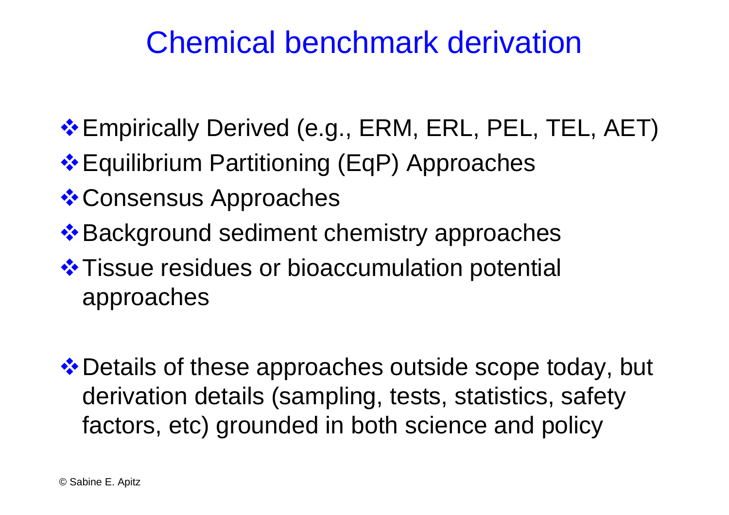# Chemical benchmark derivation

- Empirically Derived (e.g., ERM, ERL, PEL, TEL, AET)
- Equilibrium Partitioning (EqP) Approaches
- Consensus Approaches
- Background sediment chemistry approaches
- Tissue residues or bioaccumulation potential approaches

- Details of these approaches outside scope today, but derivation details (sampling, tests, statistics, safety factors, etc) grounded in both science and policy

© Sabine E. Apitz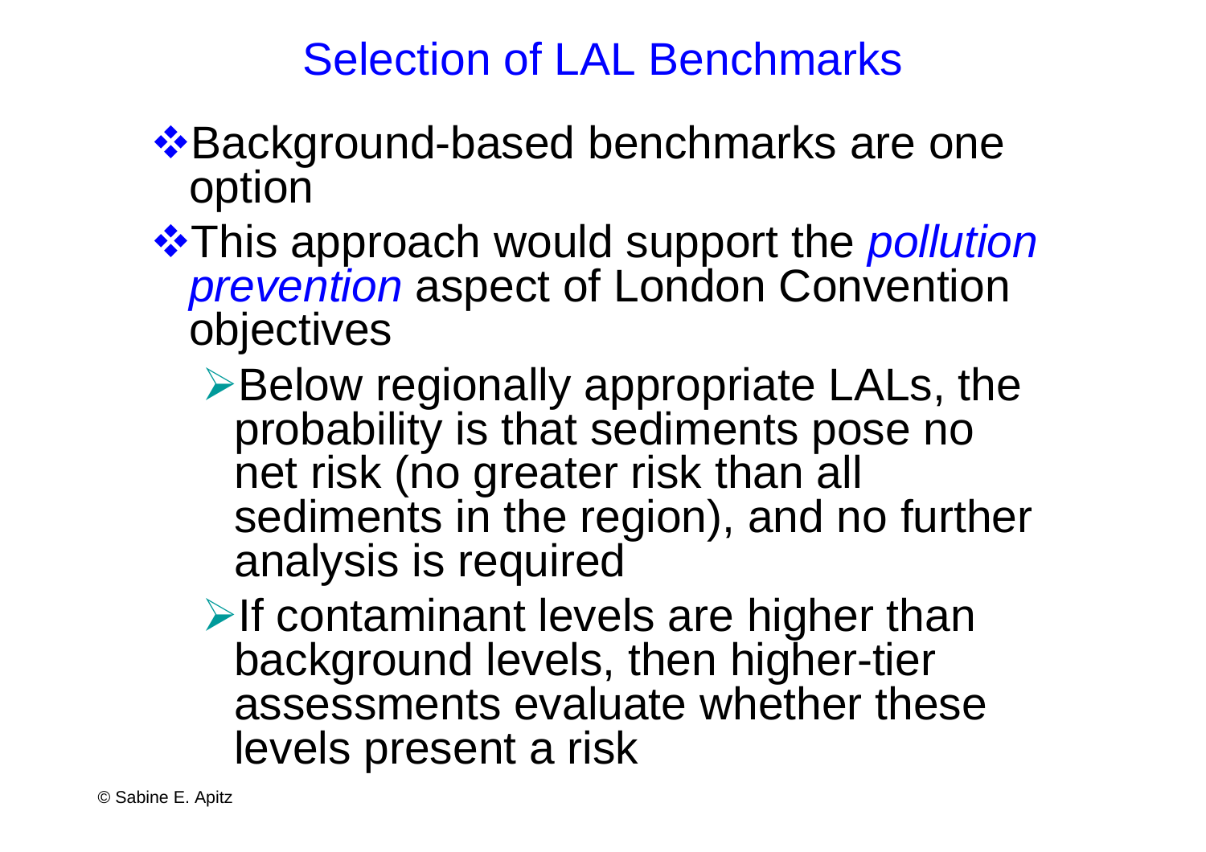# Selection of LAL Benchmarks

- Background-based benchmarks are one option
- This approach would support the *pollution prevention* aspect of London Convention objectives
  - Below regionally appropriate LALs, the probability is that sediments pose no net risk (no greater risk than all sediments in the region), and no further analysis is required
  - If contaminant levels are higher than background levels, then higher-tier assessments evaluate whether these levels present a risk

© Sabine E. Apitz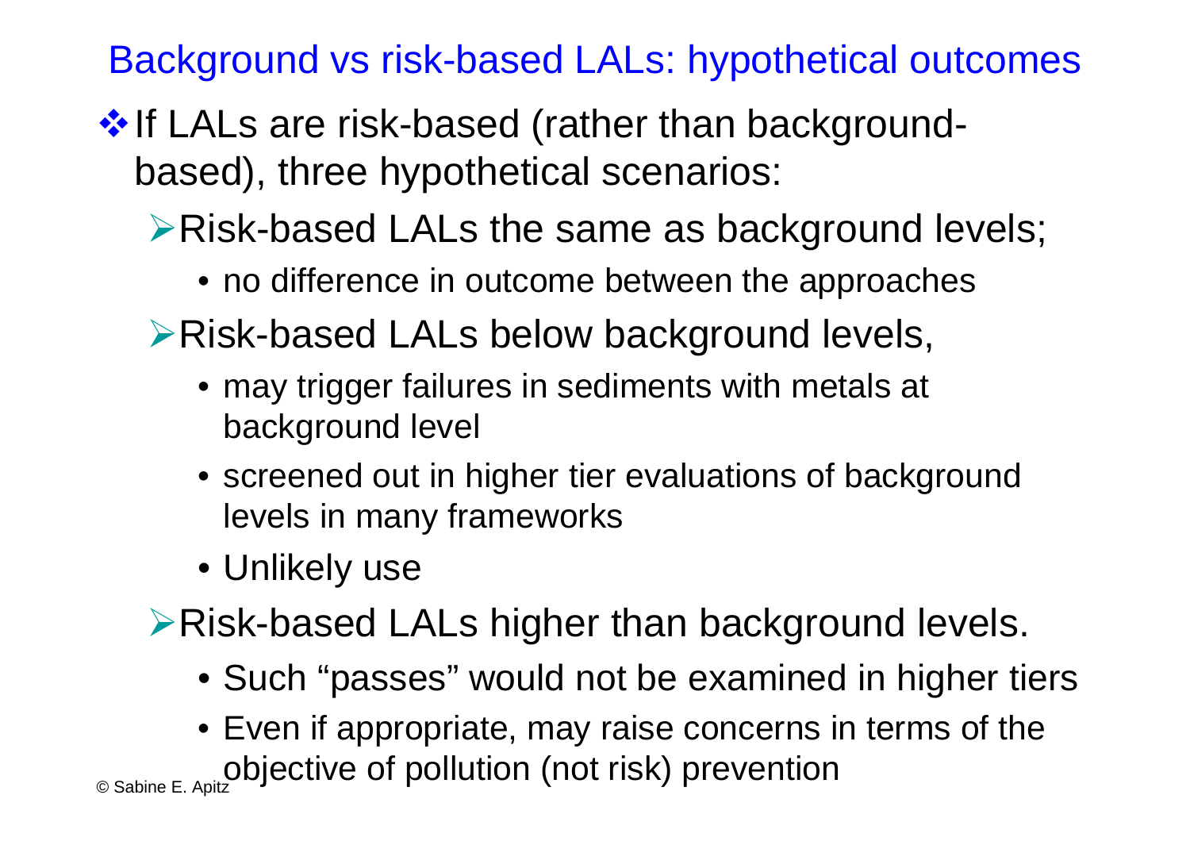# Background vs risk-based LALs: hypothetical outcomes

- If LALs are risk-based (rather than background-based), three hypothetical scenarios:
  - Risk-based LALs the same as background levels;
    - no difference in outcome between the approaches
  - Risk-based LALs below background levels,
    - may trigger failures in sediments with metals at background level
    - screened out in higher tier evaluations of background levels in many frameworks
    - Unlikely use
  - Risk-based LALs higher than background levels.
    - Such "passes" would not be examined in higher tiers
    - Even if appropriate, may raise concerns in terms of the objective of pollution (not risk) prevention

© Sabine E. Apitz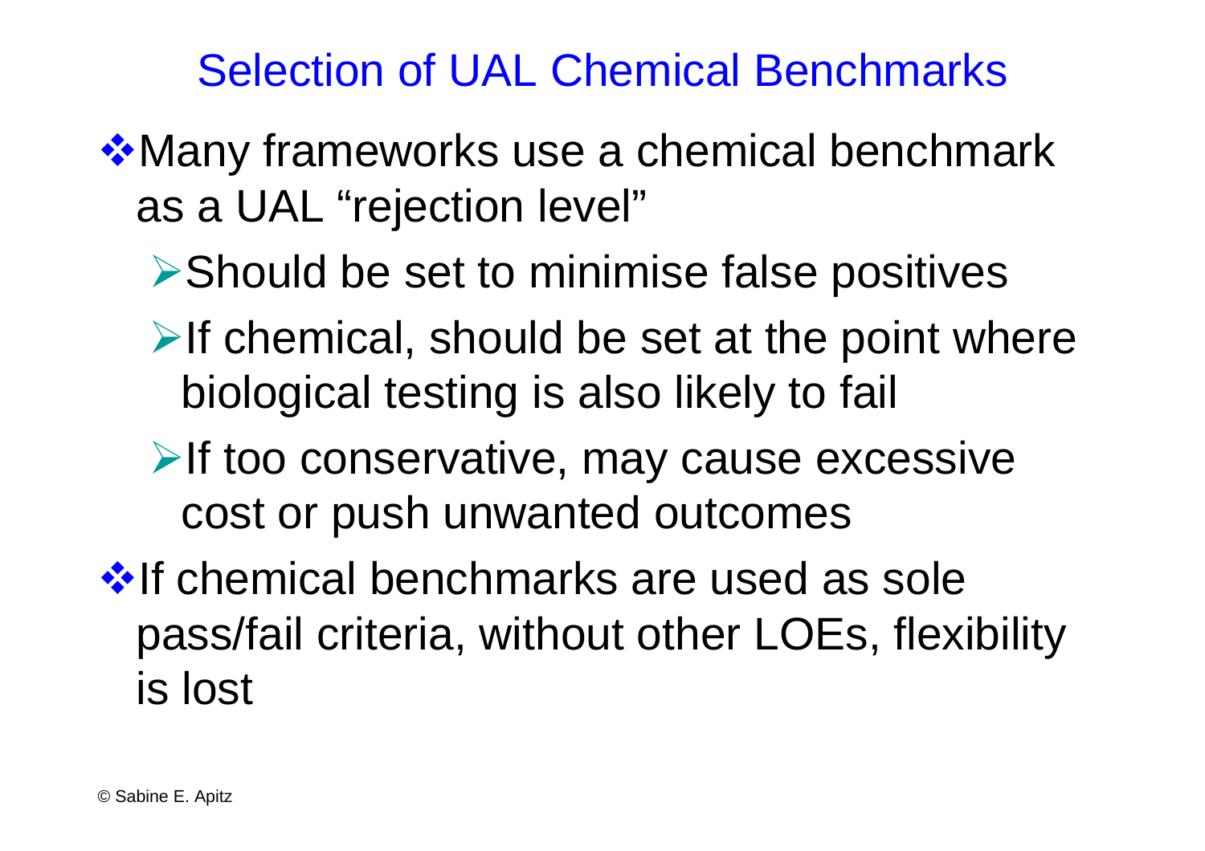# Selection of UAL Chemical Benchmarks

- Many frameworks use a chemical benchmark as a UAL "rejection level"
  - Should be set to minimise false positives
  - If chemical, should be set at the point where biological testing is also likely to fail
  - If too conservative, may cause excessive cost or push unwanted outcomes
- If chemical benchmarks are used as sole pass/fail criteria, without other LOEs, flexibility is lost

© Sabine E. Apitz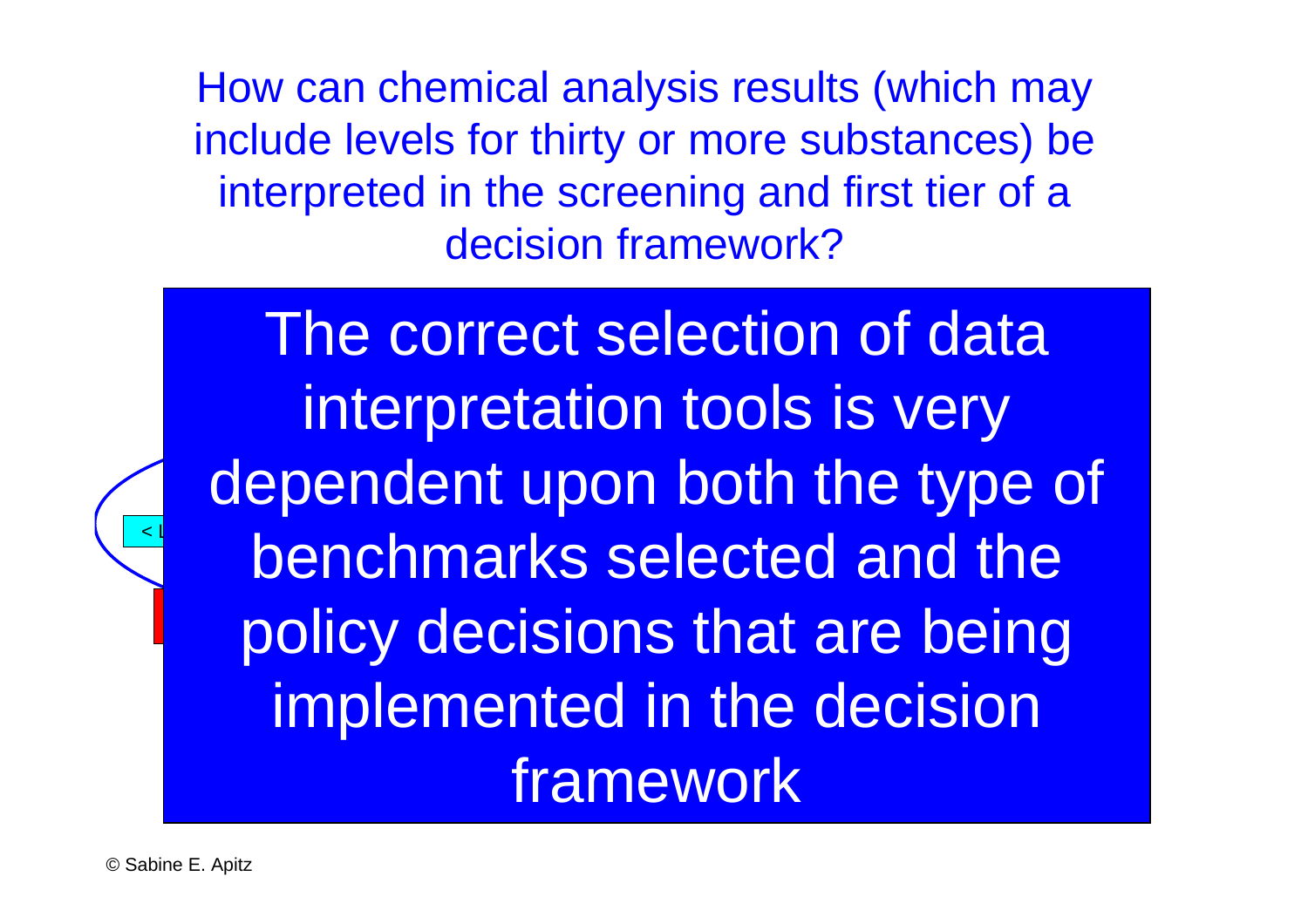How can chemical analysis results (which may include levels for thirty or more substances) be interpreted in the screening and first tier of a decision framework?

The correct selection of data interpretation tools is very dependent upon both the type of benchmarks selected and the policy decisions that are being implemented in the decision framework

© Sabine E. Apitz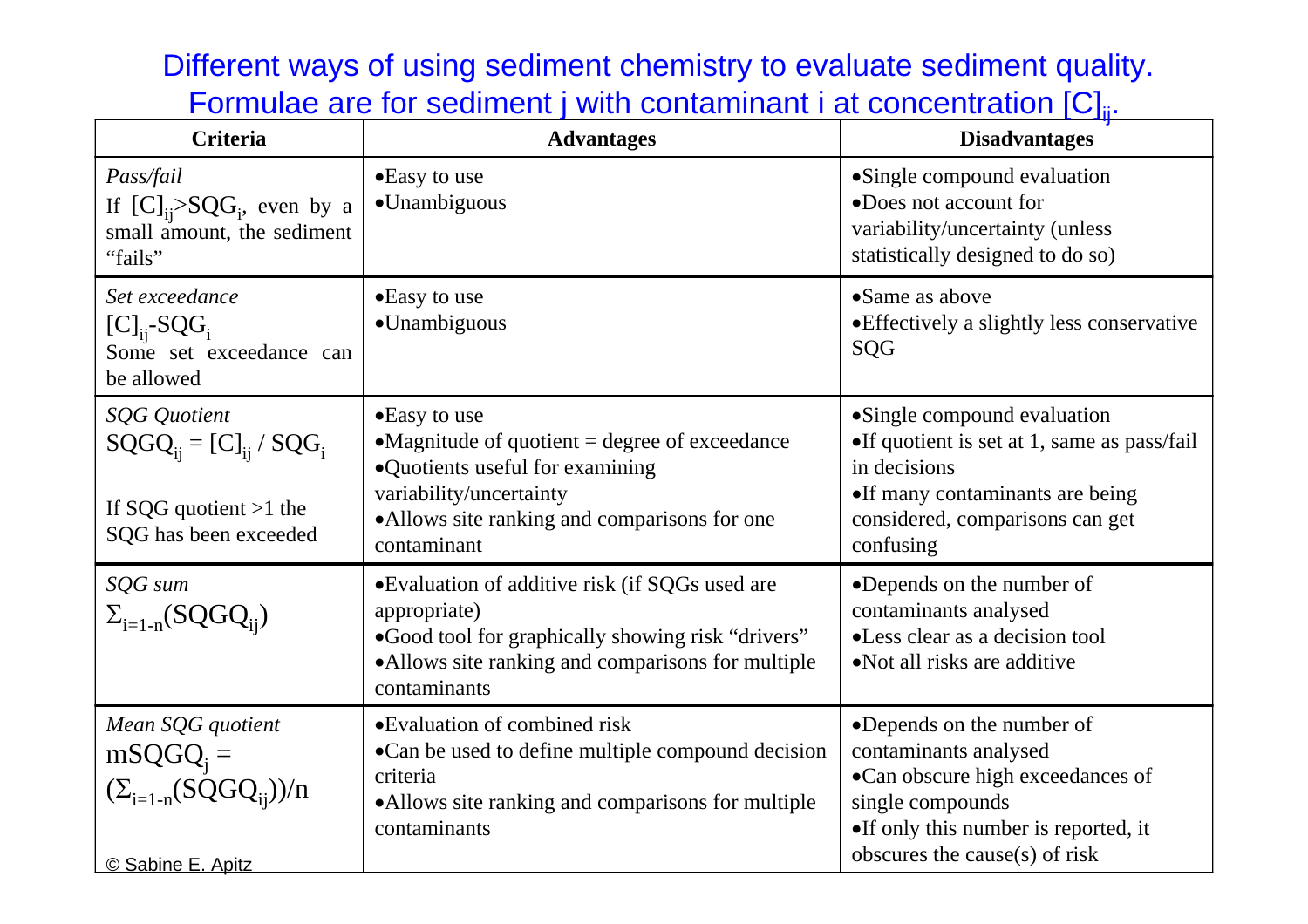# Different ways of using sediment chemistry to evaluate sediment quality. Formulae are for sediment j with contaminant i at concentration $[C]_{ij}$.

| Criteria | Advantages | Disadvantages |
|---|---|---|
| *Pass/fail*<br>If $[C]_{ij} > SQG_i$, even by a small amount, the sediment "fails" | • Easy to use<br>• Unambiguous | • Single compound evaluation<br>• Does not account for variability/uncertainty (unless statistically designed to do so) |
| *Set exceedance*<br>$[C]_{ij} - SQG_i$<br>Some set exceedance can be allowed | • Easy to use<br>• Unambiguous | • Same as above<br>• Effectively a slightly less conservative SQG |
| *SQG Quotient*<br>$SQGQ_{ij} = [C]_{ij} / SQG_i$<br><br>If SQG quotient >1 the SQG has been exceeded | • Easy to use<br>• Magnitude of quotient = degree of exceedance<br>• Quotients useful for examining variability/uncertainty<br>• Allows site ranking and comparisons for one contaminant | • Single compound evaluation<br>• If quotient is set at 1, same as pass/fail in decisions<br>• If many contaminants are being considered, comparisons can get confusing |
| *SQG sum*<br>$\Sigma_{i=1-n}(SQGQ_{ij})$ | • Evaluation of additive risk (if SQGs used are appropriate)<br>• Good tool for graphically showing risk "drivers"<br>• Allows site ranking and comparisons for multiple contaminants | • Depends on the number of contaminants analysed<br>• Less clear as a decision tool<br>• Not all risks are additive |
| *Mean SQG quotient*<br>$mSQGQ_j = (\Sigma_{i=1-n}(SQGQ_{ij}))/n$ | • Evaluation of combined risk<br>• Can be used to define multiple compound decision criteria<br>• Allows site ranking and comparisons for multiple contaminants | • Depends on the number of contaminants analysed<br>• Can obscure high exceedances of single compounds<br>• If only this number is reported, it obscures the cause(s) of risk |

© Sabine E. Apitz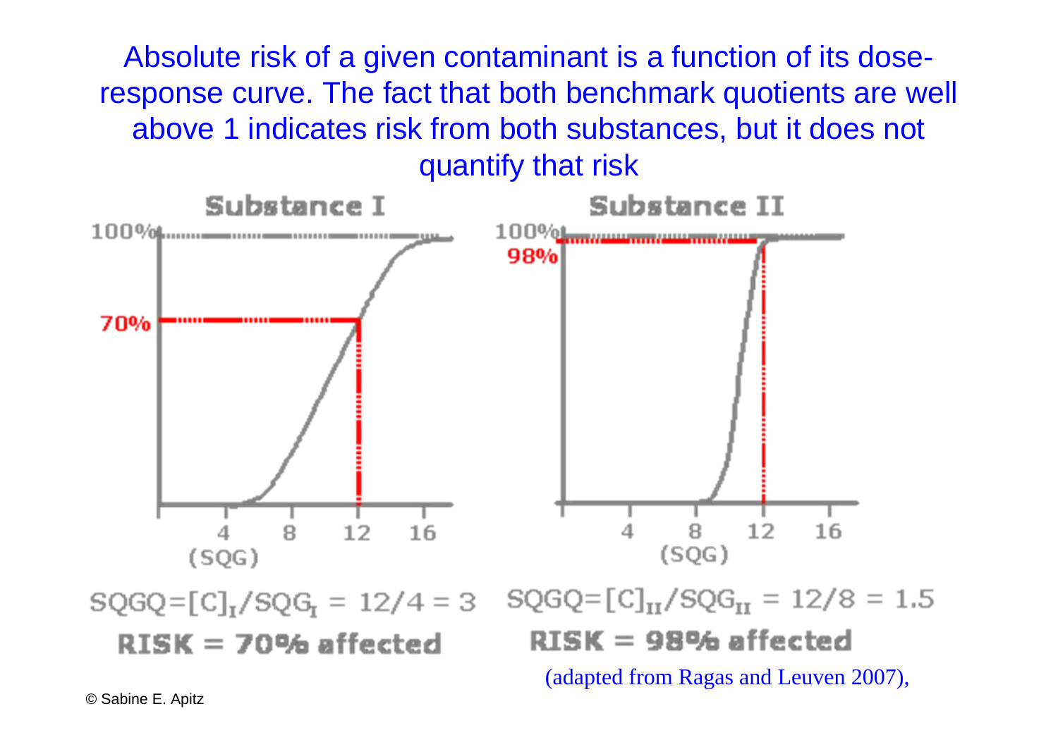Absolute risk of a given contaminant is a function of its dose-response curve. The fact that both benchmark quotients are well above 1 indicates risk from both substances, but it does not quantify that risk

**Substance I**

100%

70%

4 8 12 16

(SQG)

$SQGQ = [C]_I / SQG_I = 12/4 = 3$

**RISK = 70% affected**

**Substance II**

100%

98%

4 8 12 16

(SQG)

$SQGQ = [C]_{II} / SQG_{II} = 12/8 = 1.5$

**RISK = 98% affected**

(adapted from Ragas and Leuven 2007),

© Sabine E. Apitz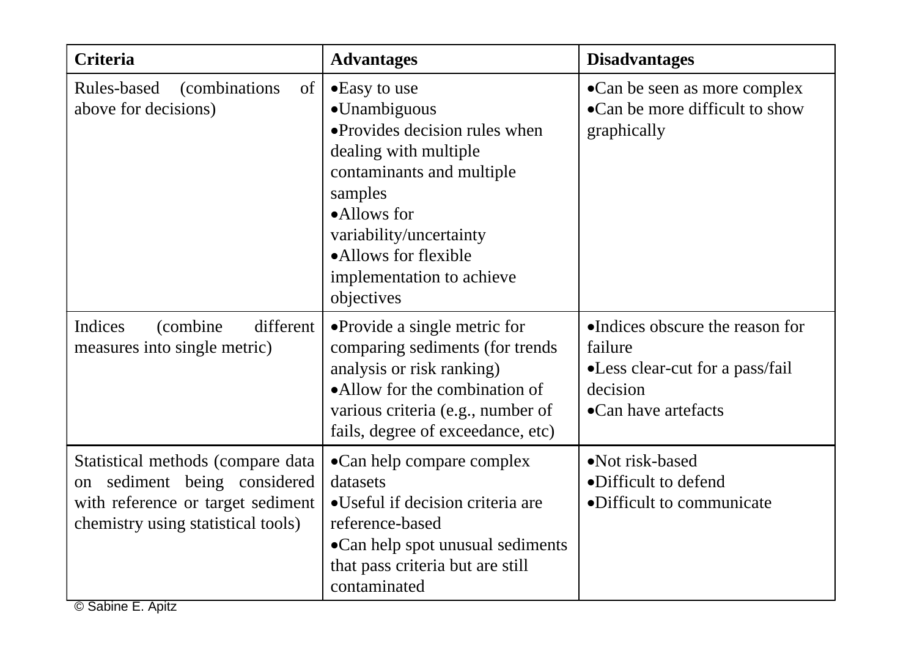| Criteria | Advantages | Disadvantages |
|---|---|---|
| Rules-based (combinations of above for decisions) | •Easy to use<br>•Unambiguous<br>•Provides decision rules when dealing with multiple contaminants and multiple samples<br>•Allows for variability/uncertainty<br>•Allows for flexible implementation to achieve objectives | •Can be seen as more complex<br>•Can be more difficult to show graphically |
| Indices (combine different measures into single metric) | •Provide a single metric for comparing sediments (for trends analysis or risk ranking)<br>•Allow for the combination of various criteria (e.g., number of fails, degree of exceedance, etc) | •Indices obscure the reason for failure<br>•Less clear-cut for a pass/fail decision<br>•Can have artefacts |
| Statistical methods (compare data on sediment being considered with reference or target sediment chemistry using statistical tools) | •Can help compare complex datasets<br>•Useful if decision criteria are reference-based<br>•Can help spot unusual sediments that pass criteria but are still contaminated | •Not risk-based<br>•Difficult to defend<br>•Difficult to communicate |

© Sabine E. Apitz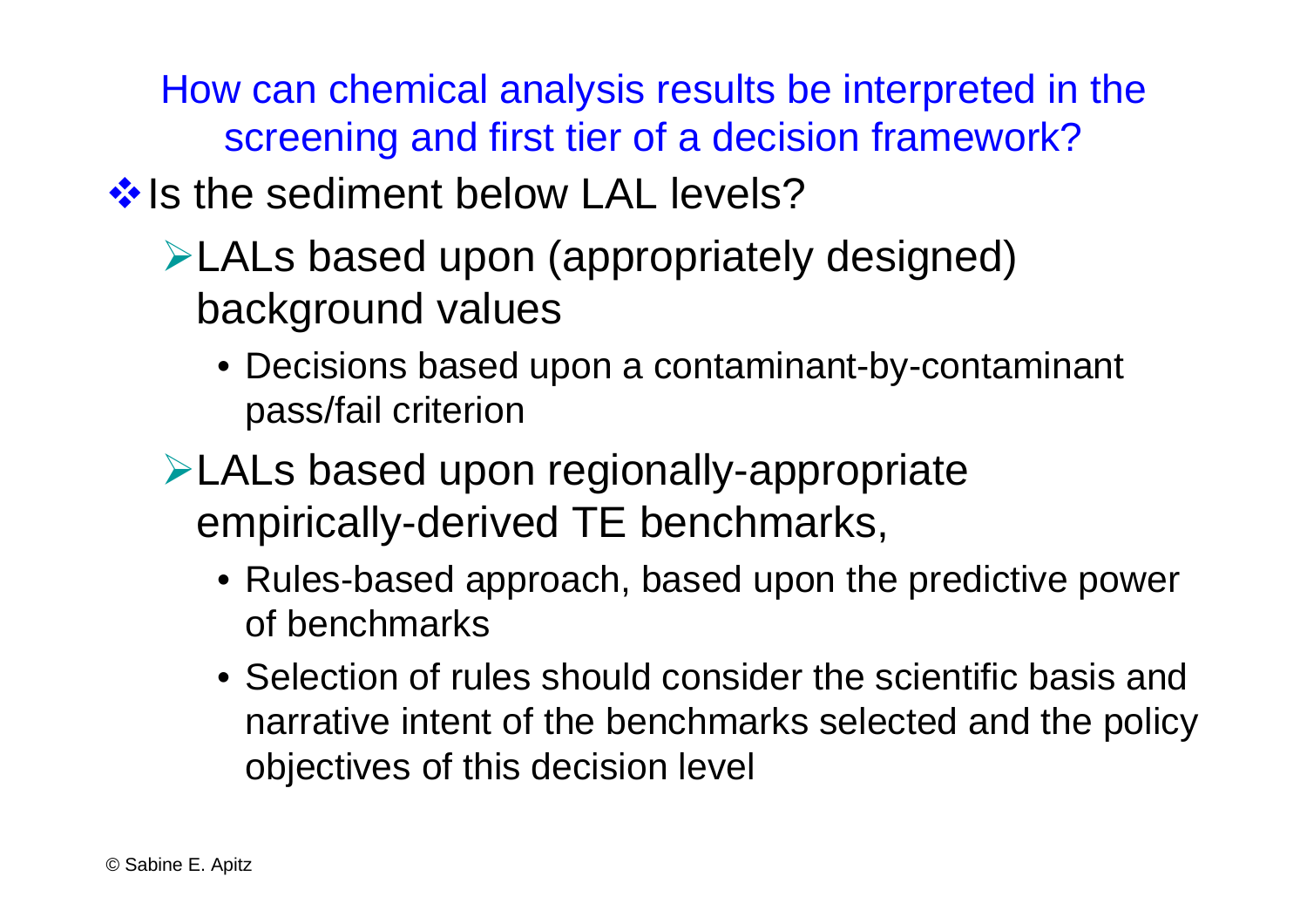## How can chemical analysis results be interpreted in the screening and first tier of a decision framework?

- Is the sediment below LAL levels?
  - LALs based upon (appropriately designed) background values
    - Decisions based upon a contaminant-by-contaminant pass/fail criterion
  - LALs based upon regionally-appropriate empirically-derived TE benchmarks,
    - Rules-based approach, based upon the predictive power of benchmarks
    - Selection of rules should consider the scientific basis and narrative intent of the benchmarks selected and the policy objectives of this decision level

© Sabine E. Apitz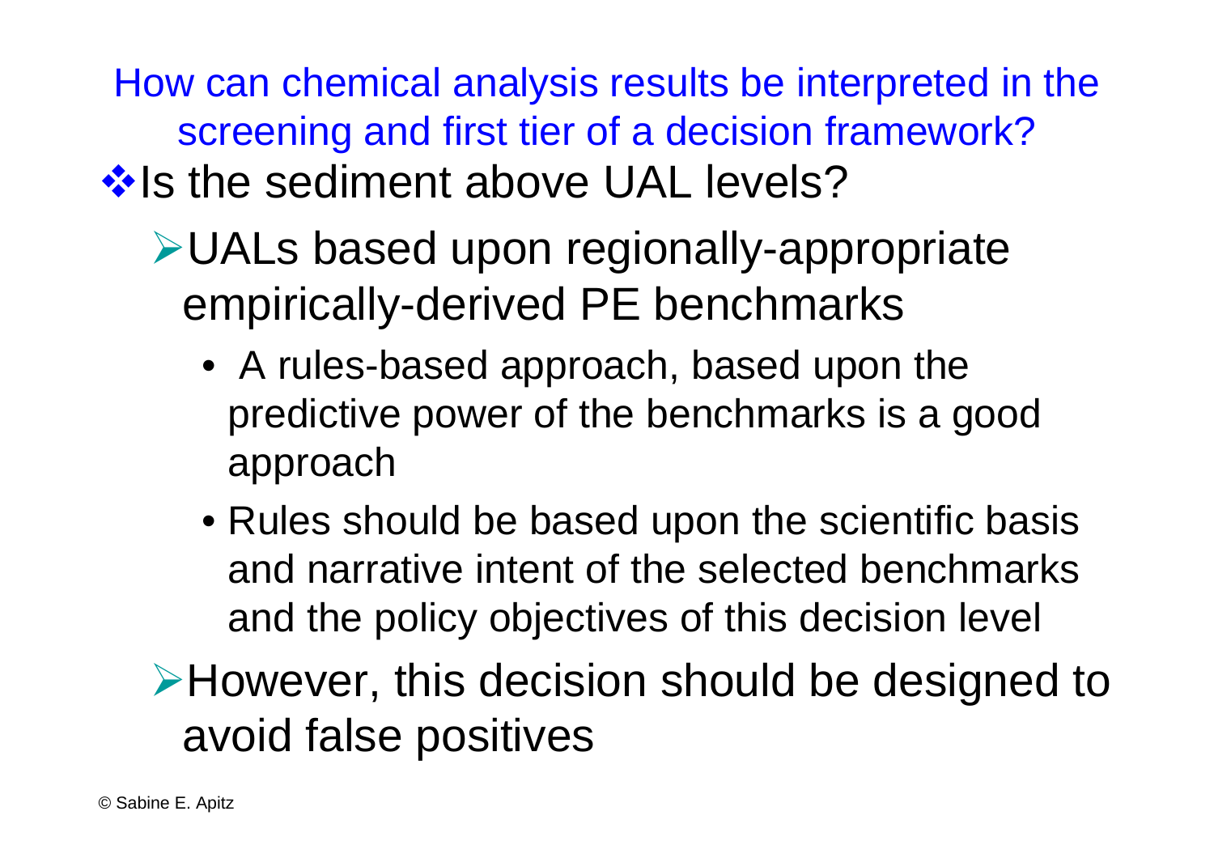## How can chemical analysis results be interpreted in the screening and first tier of a decision framework?

- Is the sediment above UAL levels?
  - UALs based upon regionally-appropriate empirically-derived PE benchmarks
    - A rules-based approach, based upon the predictive power of the benchmarks is a good approach
    - Rules should be based upon the scientific basis and narrative intent of the selected benchmarks and the policy objectives of this decision level
  - However, this decision should be designed to avoid false positives

© Sabine E. Apitz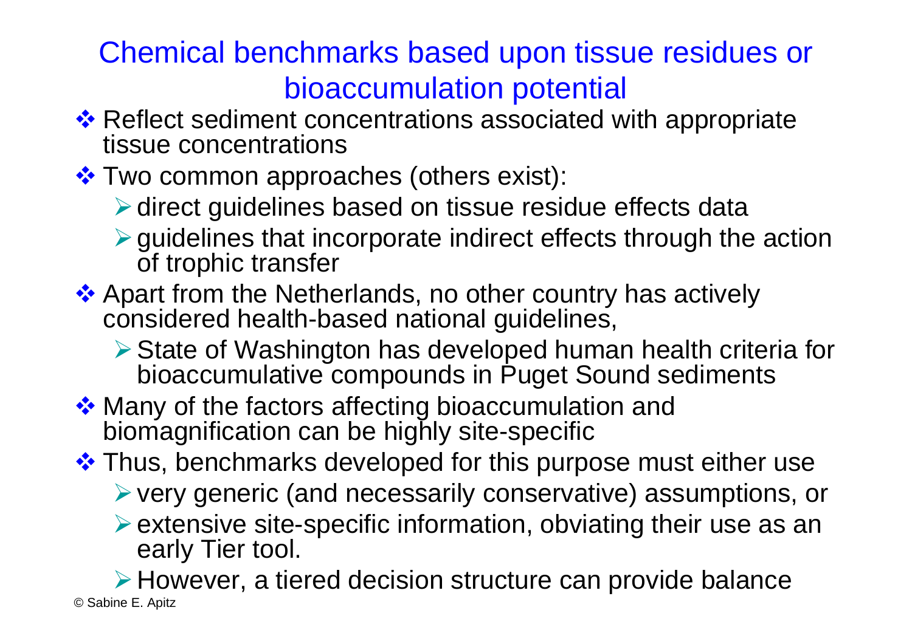# Chemical benchmarks based upon tissue residues or bioaccumulation potential

- Reflect sediment concentrations associated with appropriate tissue concentrations
- Two common approaches (others exist):
  - direct guidelines based on tissue residue effects data
  - guidelines that incorporate indirect effects through the action of trophic transfer
- Apart from the Netherlands, no other country has actively considered health-based national guidelines,
  - State of Washington has developed human health criteria for bioaccumulative compounds in Puget Sound sediments
- Many of the factors affecting bioaccumulation and biomagnification can be highly site-specific
- Thus, benchmarks developed for this purpose must either use
  - very generic (and necessarily conservative) assumptions, or
  - extensive site-specific information, obviating their use as an early Tier tool.
  - However, a tiered decision structure can provide balance

© Sabine E. Apitz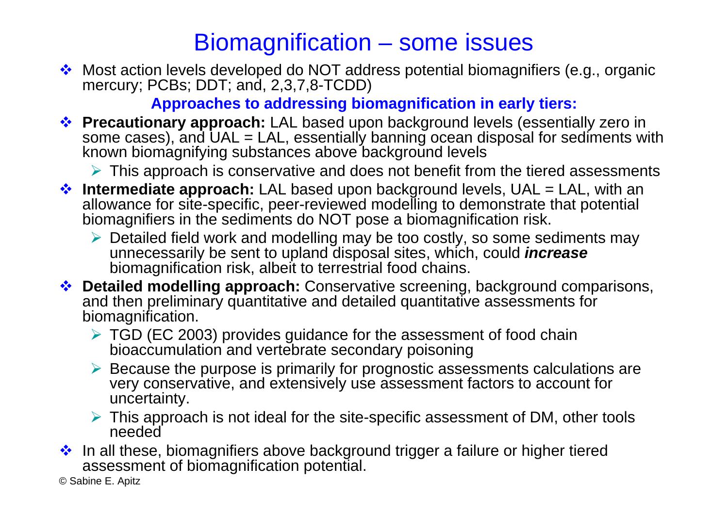# Biomagnification – some issues

- Most action levels developed do NOT address potential biomagnifiers (e.g., organic mercury; PCBs; DDT; and, 2,3,7,8-TCDD)

**Approaches to addressing biomagnification in early tiers:**

- **Precautionary approach:** LAL based upon background levels (essentially zero in some cases), and UAL = LAL, essentially banning ocean disposal for sediments with known biomagnifying substances above background levels
  - This approach is conservative and does not benefit from the tiered assessments
- **Intermediate approach:** LAL based upon background levels, UAL = LAL, with an allowance for site-specific, peer-reviewed modelling to demonstrate that potential biomagnifiers in the sediments do NOT pose a biomagnification risk.
  - Detailed field work and modelling may be too costly, so some sediments may unnecessarily be sent to upland disposal sites, which, could ***increase*** biomagnification risk, albeit to terrestrial food chains.
- **Detailed modelling approach:** Conservative screening, background comparisons, and then preliminary quantitative and detailed quantitative assessments for biomagnification.
  - TGD (EC 2003) provides guidance for the assessment of food chain bioaccumulation and vertebrate secondary poisoning
  - Because the purpose is primarily for prognostic assessments calculations are very conservative, and extensively use assessment factors to account for uncertainty.
  - This approach is not ideal for the site-specific assessment of DM, other tools needed
- In all these, biomagnifiers above background trigger a failure or higher tiered assessment of biomagnification potential.

© Sabine E. Apitz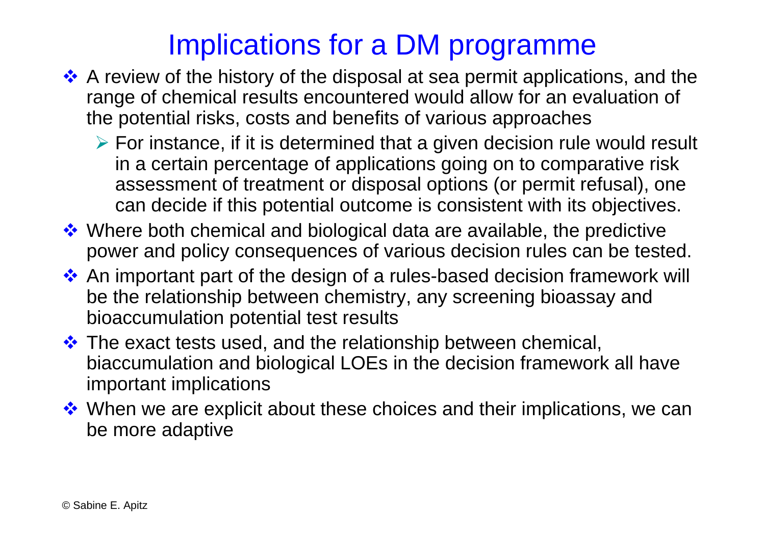# Implications for a DM programme

- A review of the history of the disposal at sea permit applications, and the range of chemical results encountered would allow for an evaluation of the potential risks, costs and benefits of various approaches
  - For instance, if it is determined that a given decision rule would result in a certain percentage of applications going on to comparative risk assessment of treatment or disposal options (or permit refusal), one can decide if this potential outcome is consistent with its objectives.
- Where both chemical and biological data are available, the predictive power and policy consequences of various decision rules can be tested.
- An important part of the design of a rules-based decision framework will be the relationship between chemistry, any screening bioassay and bioaccumulation potential test results
- The exact tests used, and the relationship between chemical, biaccumulation and biological LOEs in the decision framework all have important implications
- When we are explicit about these choices and their implications, we can be more adaptive

© Sabine E. Apitz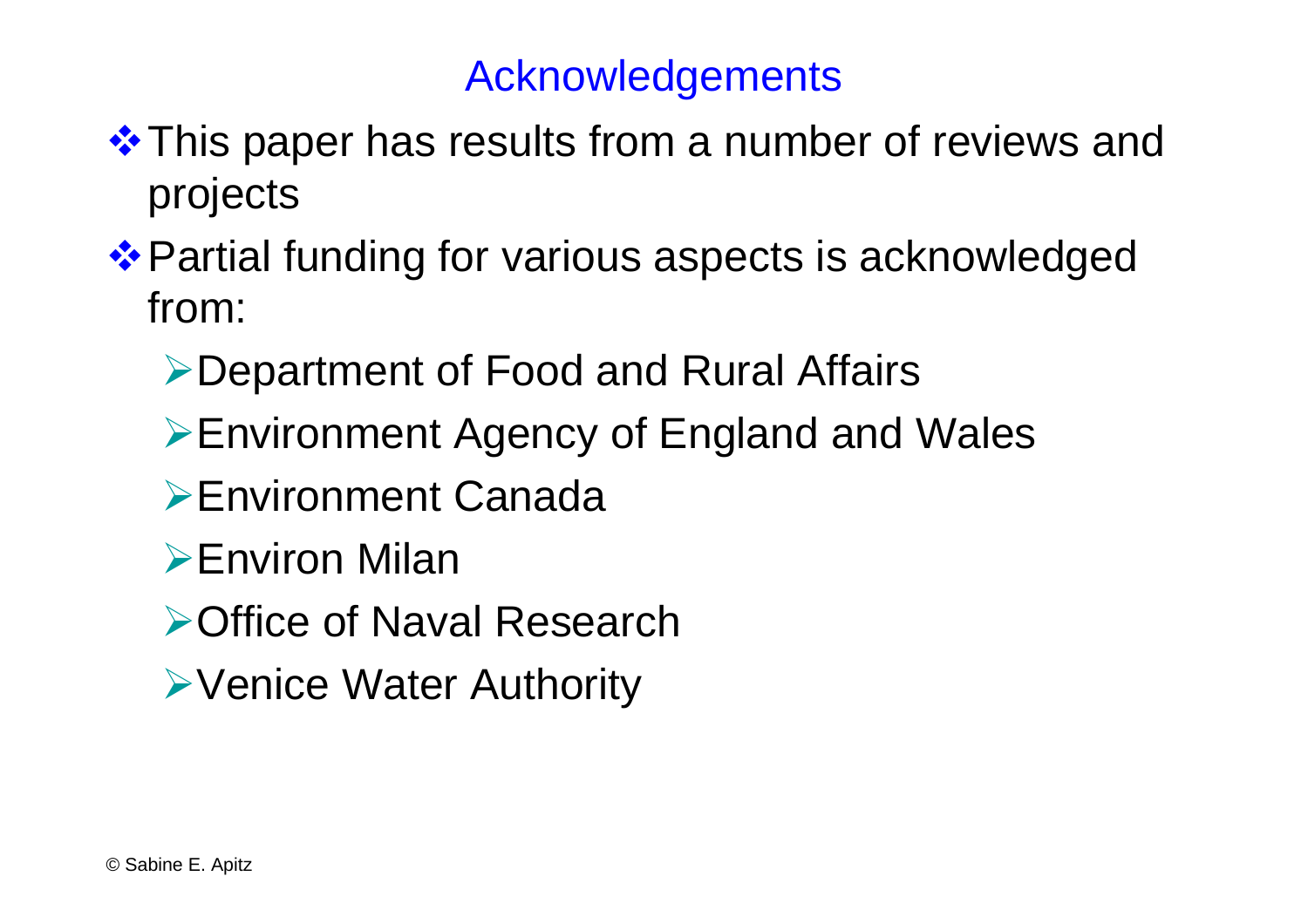## Acknowledgements

- This paper has results from a number of reviews and projects
- Partial funding for various aspects is acknowledged from:
  - Department of Food and Rural Affairs
  - Environment Agency of England and Wales
  - Environment Canada
  - Environ Milan
  - Office of Naval Research
  - Venice Water Authority

© Sabine E. Apitz